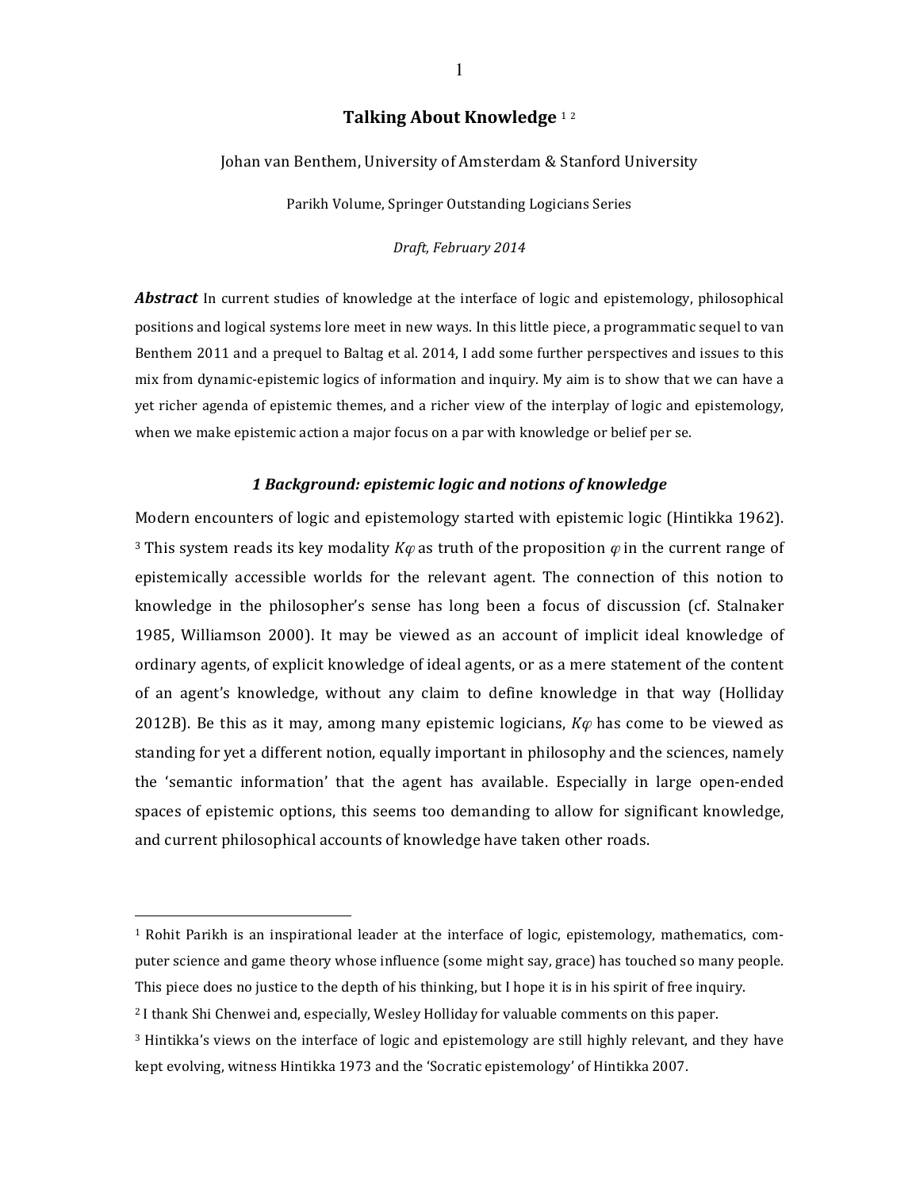# Talking About Knowledge [1] [2]

Johan van Benthem, University of Amsterdam & Stanford University

Parikh Volume, Springer Outstanding Logicians Series

*Draft, February 2014*

***Abstract*** In current studies of knowledge at the interface of logic and epistemology, philosophical positions and logical systems lore meet in new ways. In this little piece, a programmatic sequel to van Benthem 2011 and a prequel to Baltag et al. 2014, I add some further perspectives and issues to this mix from dynamic-epistemic logics of information and inquiry. My aim is to show that we can have a yet richer agenda of epistemic themes, and a richer view of the interplay of logic and epistemology, when we make epistemic action a major focus on a par with knowledge or belief per se.

## *1 Background: epistemic logic and notions of knowledge*

Modern encounters of logic and epistemology started with epistemic logic (Hintikka 1962). [3] This system reads its key modality $K\varphi$ as truth of the proposition $\varphi$ in the current range of epistemically accessible worlds for the relevant agent. The connection of this notion to knowledge in the philosopher's sense has long been a focus of discussion (cf. Stalnaker 1985, Williamson 2000). It may be viewed as an account of implicit ideal knowledge of ordinary agents, of explicit knowledge of ideal agents, or as a mere statement of the content of an agent's knowledge, without any claim to define knowledge in that way (Holliday 2012B). Be this as it may, among many epistemic logicians, $K\varphi$ has come to be viewed as standing for yet a different notion, equally important in philosophy and the sciences, namely the 'semantic information' that the agent has available. Especially in large open-ended spaces of epistemic options, this seems too demanding to allow for significant knowledge, and current philosophical accounts of knowledge have taken other roads.

---

[1] Rohit Parikh is an inspirational leader at the interface of logic, epistemology, mathematics, computer science and game theory whose influence (some might say, grace) has touched so many people. This piece does no justice to the depth of his thinking, but I hope it is in his spirit of free inquiry.

[2] I thank Shi Chenwei and, especially, Wesley Holliday for valuable comments on this paper.

[3] Hintikka's views on the interface of logic and epistemology are still highly relevant, and they have kept evolving, witness Hintikka 1973 and the 'Socratic epistemology' of Hintikka 2007.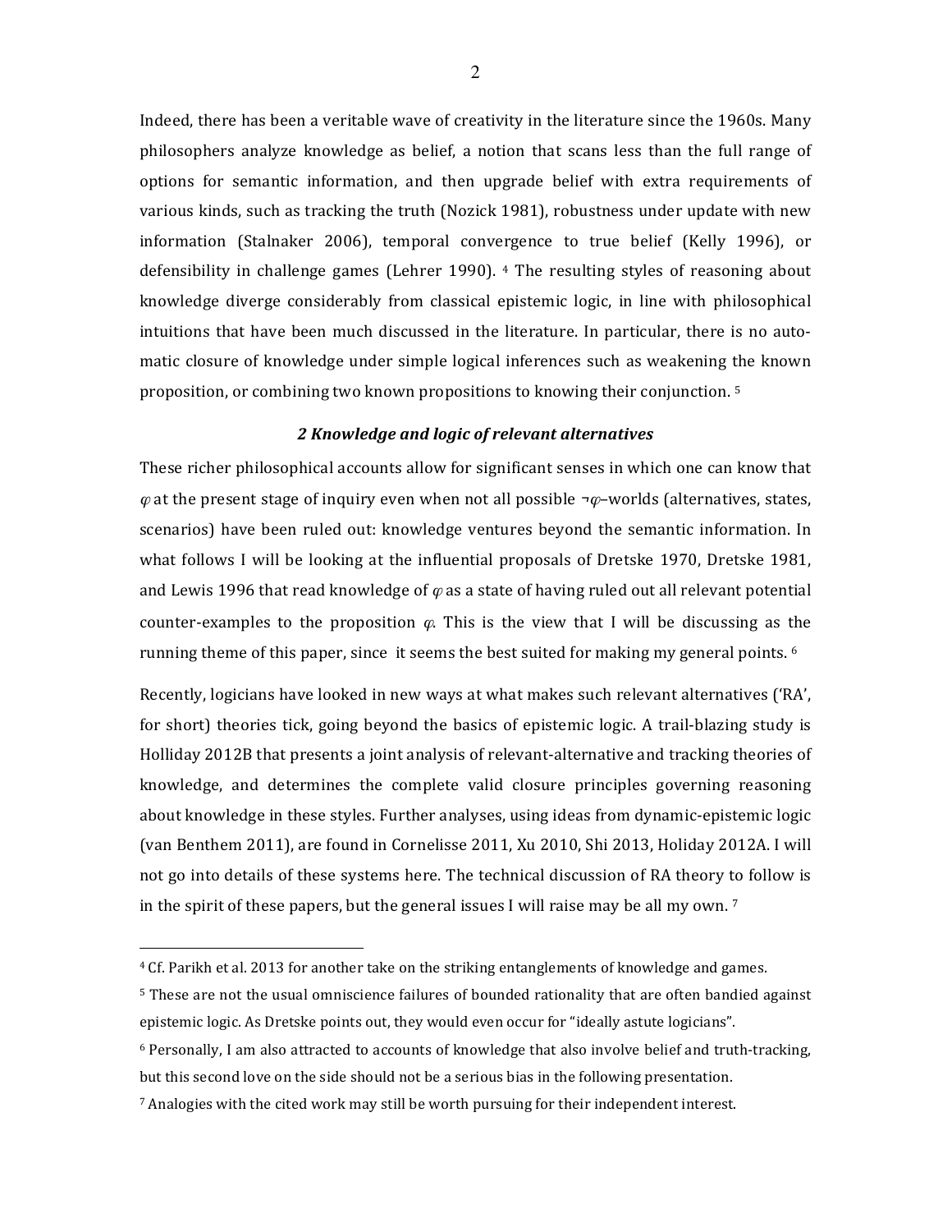Indeed, there has been a veritable wave of creativity in the literature since the 1960s. Many philosophers analyze knowledge as belief, a notion that scans less than the full range of options for semantic information, and then upgrade belief with extra requirements of various kinds, such as tracking the truth (Nozick 1981), robustness under update with new information (Stalnaker 2006), temporal convergence to true belief (Kelly 1996), or defensibility in challenge games (Lehrer 1990). [4] The resulting styles of reasoning about knowledge diverge considerably from classical epistemic logic, in line with philosophical intuitions that have been much discussed in the literature. In particular, there is no automatic closure of knowledge under simple logical inferences such as weakening the known proposition, or combining two known propositions to knowing their conjunction. [5]

### *2 Knowledge and logic of relevant alternatives*

These richer philosophical accounts allow for significant senses in which one can know that $\varphi$ at the present stage of inquiry even when not all possible $\neg\varphi$–worlds (alternatives, states, scenarios) have been ruled out: knowledge ventures beyond the semantic information. In what follows I will be looking at the influential proposals of Dretske 1970, Dretske 1981, and Lewis 1996 that read knowledge of $\varphi$ as a state of having ruled out all relevant potential counter-examples to the proposition $\varphi$. This is the view that I will be discussing as the running theme of this paper, since it seems the best suited for making my general points. [6]

Recently, logicians have looked in new ways at what makes such relevant alternatives ('RA', for short) theories tick, going beyond the basics of epistemic logic. A trail-blazing study is Holliday 2012B that presents a joint analysis of relevant-alternative and tracking theories of knowledge, and determines the complete valid closure principles governing reasoning about knowledge in these styles. Further analyses, using ideas from dynamic-epistemic logic (van Benthem 2011), are found in Cornelisse 2011, Xu 2010, Shi 2013, Holiday 2012A. I will not go into details of these systems here. The technical discussion of RA theory to follow is in the spirit of these papers, but the general issues I will raise may be all my own. [7]

---

[4] Cf. Parikh et al. 2013 for another take on the striking entanglements of knowledge and games.

[5] These are not the usual omniscience failures of bounded rationality that are often bandied against epistemic logic. As Dretske points out, they would even occur for "ideally astute logicians".

[6] Personally, I am also attracted to accounts of knowledge that also involve belief and truth-tracking, but this second love on the side should not be a serious bias in the following presentation.

[7] Analogies with the cited work may still be worth pursuing for their independent interest.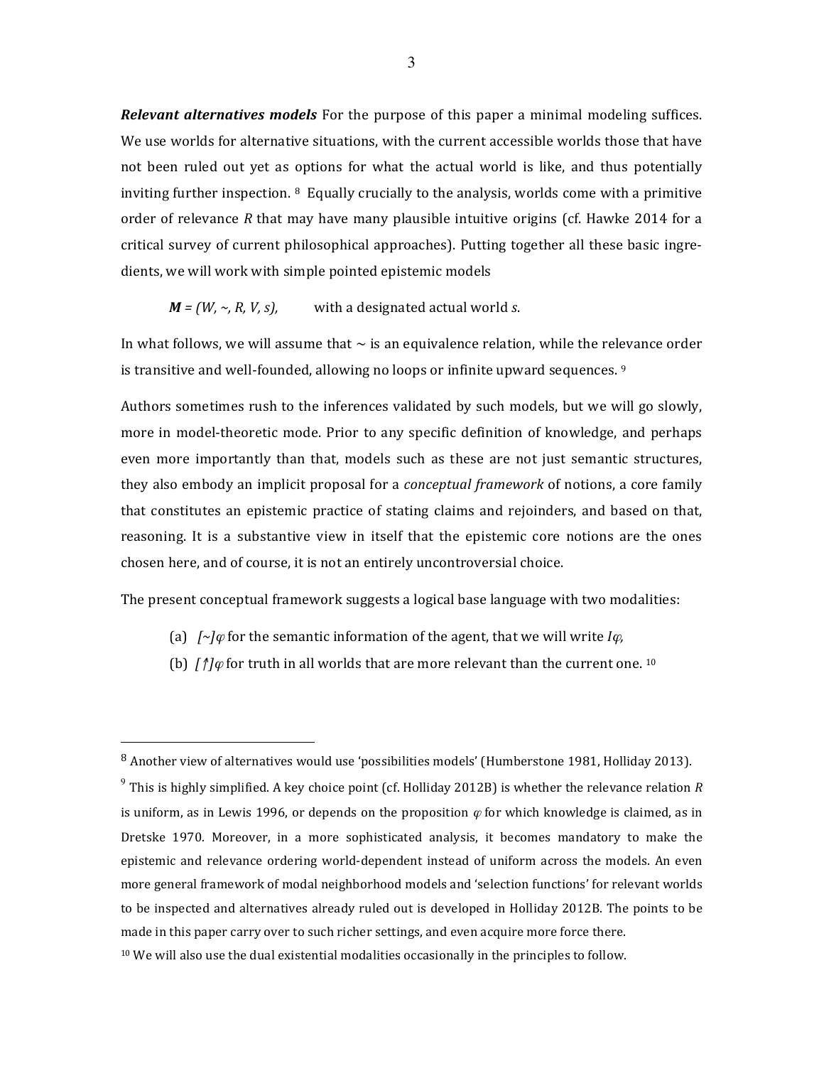***Relevant alternatives models*** For the purpose of this paper a minimal modeling suffices. We use worlds for alternative situations, with the current accessible worlds those that have not been ruled out yet as options for what the actual world is like, and thus potentially inviting further inspection. [8] Equally crucially to the analysis, worlds come with a primitive order of relevance $R$ that may have many plausible intuitive origins (cf. Hawke 2014 for a critical survey of current philosophical approaches). Putting together all these basic ingredients, we will work with simple pointed epistemic models

$\boldsymbol{M} = (W, \sim, R, V, s)$, with a designated actual world $s$.

In what follows, we will assume that $\sim$ is an equivalence relation, while the relevance order is transitive and well-founded, allowing no loops or infinite upward sequences. [9]

Authors sometimes rush to the inferences validated by such models, but we will go slowly, more in model-theoretic mode. Prior to any specific definition of knowledge, and perhaps even more importantly than that, models such as these are not just semantic structures, they also embody an implicit proposal for a *conceptual framework* of notions, a core family that constitutes an epistemic practice of stating claims and rejoinders, and based on that, reasoning. It is a substantive view in itself that the epistemic core notions are the ones chosen here, and of course, it is not an entirely uncontroversial choice.

The present conceptual framework suggests a logical base language with two modalities:

(a) $[\sim]\varphi$ for the semantic information of the agent, that we will write $I\varphi$,

(b) $[\uparrow]\varphi$ for truth in all worlds that are more relevant than the current one. [10]

---

[8] Another view of alternatives would use 'possibilities models' (Humberstone 1981, Holliday 2013).

[9] This is highly simplified. A key choice point (cf. Holliday 2012B) is whether the relevance relation $R$ is uniform, as in Lewis 1996, or depends on the proposition $\varphi$ for which knowledge is claimed, as in Dretske 1970. Moreover, in a more sophisticated analysis, it becomes mandatory to make the epistemic and relevance ordering world-dependent instead of uniform across the models. An even more general framework of modal neighborhood models and 'selection functions' for relevant worlds to be inspected and alternatives already ruled out is developed in Holliday 2012B. The points to be made in this paper carry over to such richer settings, and even acquire more force there.

[10] We will also use the dual existential modalities occasionally in the principles to follow.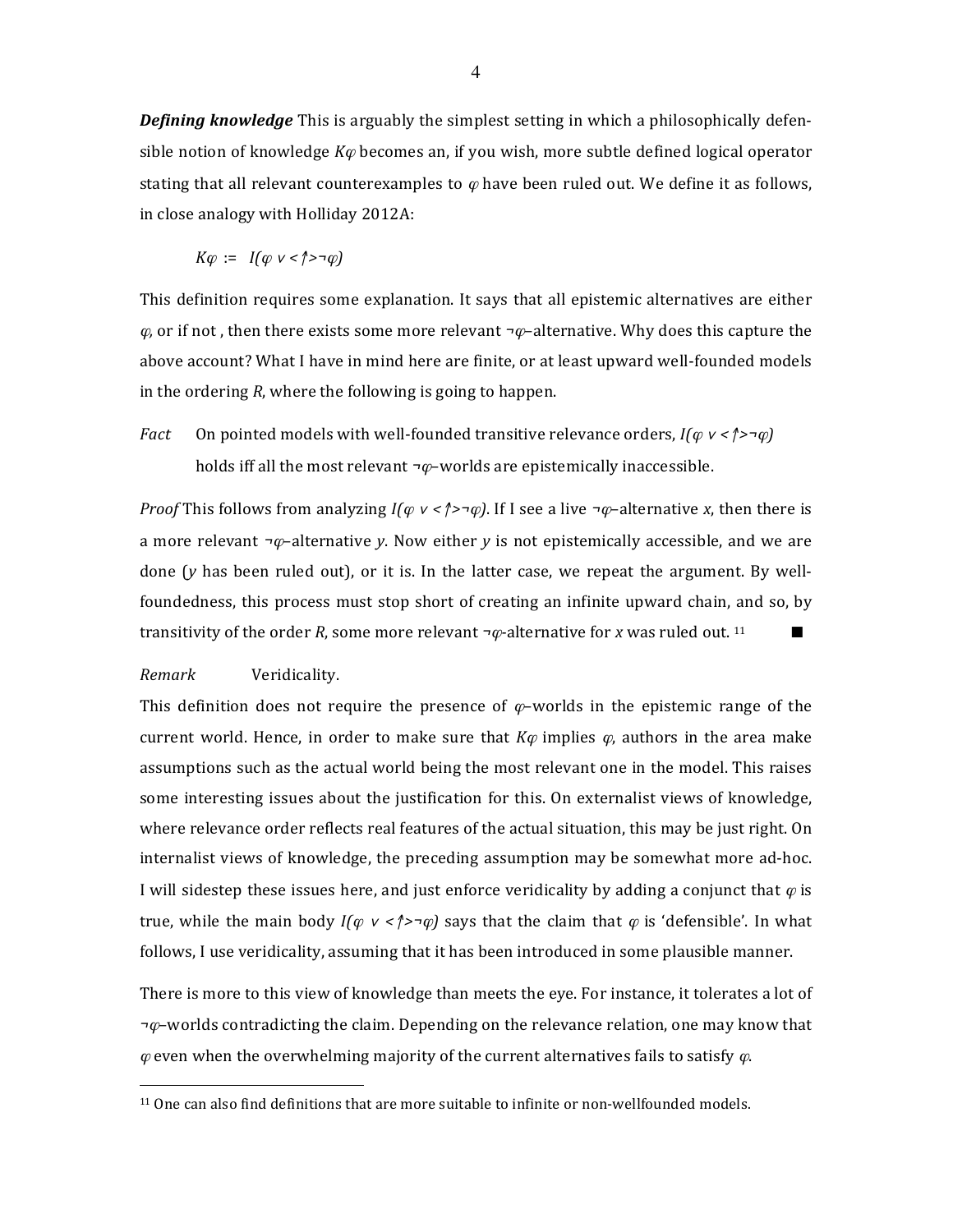***Defining knowledge*** This is arguably the simplest setting in which a philosophically defensible notion of knowledge $K\varphi$ becomes an, if you wish, more subtle defined logical operator stating that all relevant counterexamples to $\varphi$ have been ruled out. We define it as follows, in close analogy with Holliday 2012A:

$$K\varphi \; := \; I(\varphi \vee <\uparrow>\neg\varphi)$$

This definition requires some explanation. It says that all epistemic alternatives are either $\varphi$, or if not , then there exists some more relevant $\neg\varphi$–alternative. Why does this capture the above account? What I have in mind here are finite, or at least upward well-founded models in the ordering $R$, where the following is going to happen.

*Fact* On pointed models with well-founded transitive relevance orders, $I(\varphi \vee <\uparrow>\neg\varphi)$ holds iff all the most relevant $\neg\varphi$–worlds are epistemically inaccessible.

*Proof* This follows from analyzing $I(\varphi \vee <\uparrow>\neg\varphi)$. If I see a live $\neg\varphi$–alternative $x$, then there is a more relevant $\neg\varphi$–alternative $y$. Now either $y$ is not epistemically accessible, and we are done ($y$ has been ruled out), or it is. In the latter case, we repeat the argument. By well-foundedness, this process must stop short of creating an infinite upward chain, and so, by transitivity of the order $R$, some more relevant $\neg\varphi$-alternative for $x$ was ruled out.[11] ■

*Remark* Veridicality.

This definition does not require the presence of $\varphi$–worlds in the epistemic range of the current world. Hence, in order to make sure that $K\varphi$ implies $\varphi$, authors in the area make assumptions such as the actual world being the most relevant one in the model. This raises some interesting issues about the justification for this. On externalist views of knowledge, where relevance order reflects real features of the actual situation, this may be just right. On internalist views of knowledge, the preceding assumption may be somewhat more ad-hoc. I will sidestep these issues here, and just enforce veridicality by adding a conjunct that $\varphi$ is true, while the main body $I(\varphi \vee <\uparrow>\neg\varphi)$ says that the claim that $\varphi$ is 'defensible'. In what follows, I use veridicality, assuming that it has been introduced in some plausible manner.

There is more to this view of knowledge than meets the eye. For instance, it tolerates a lot of $\neg\varphi$–worlds contradicting the claim. Depending on the relevance relation, one may know that $\varphi$ even when the overwhelming majority of the current alternatives fails to satisfy $\varphi$.

---

[11] One can also find definitions that are more suitable to infinite or non-wellfounded models.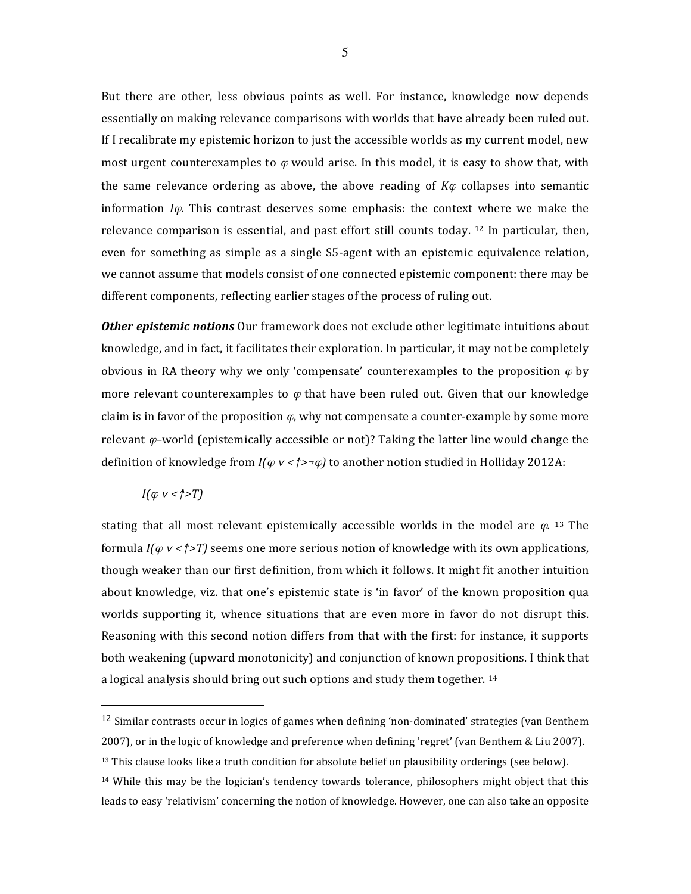But there are other, less obvious points as well. For instance, knowledge now depends essentially on making relevance comparisons with worlds that have already been ruled out. If I recalibrate my epistemic horizon to just the accessible worlds as my current model, new most urgent counterexamples to $\varphi$ would arise. In this model, it is easy to show that, with the same relevance ordering as above, the above reading of $K\varphi$ collapses into semantic information $I\varphi$. This contrast deserves some emphasis: the context where we make the relevance comparison is essential, and past effort still counts today. [12] In particular, then, even for something as simple as a single S5-agent with an epistemic equivalence relation, we cannot assume that models consist of one connected epistemic component: there may be different components, reflecting earlier stages of the process of ruling out.

***Other epistemic notions*** Our framework does not exclude other legitimate intuitions about knowledge, and in fact, it facilitates their exploration. In particular, it may not be completely obvious in RA theory why we only 'compensate' counterexamples to the proposition $\varphi$ by more relevant counterexamples to $\varphi$ that have been ruled out. Given that our knowledge claim is in favor of the proposition $\varphi$, why not compensate a counter-example by some more relevant $\varphi$–world (epistemically accessible or not)? Taking the latter line would change the definition of knowledge from $I(\varphi \vee <\uparrow>\neg\varphi)$ to another notion studied in Holliday 2012A:

$$I(\varphi \vee <\uparrow>T)$$

stating that all most relevant epistemically accessible worlds in the model are $\varphi$. [13] The formula $I(\varphi \vee <\uparrow>T)$ seems one more serious notion of knowledge with its own applications, though weaker than our first definition, from which it follows. It might fit another intuition about knowledge, viz. that one's epistemic state is 'in favor' of the known proposition qua worlds supporting it, whence situations that are even more in favor do not disrupt this. Reasoning with this second notion differs from that with the first: for instance, it supports both weakening (upward monotonicity) and conjunction of known propositions. I think that a logical analysis should bring out such options and study them together. [14]

---

[12] Similar contrasts occur in logics of games when defining 'non-dominated' strategies (van Benthem 2007), or in the logic of knowledge and preference when defining 'regret' (van Benthem & Liu 2007).

[13] This clause looks like a truth condition for absolute belief on plausibility orderings (see below).

[14] While this may be the logician's tendency towards tolerance, philosophers might object that this leads to easy 'relativism' concerning the notion of knowledge. However, one can also take an opposite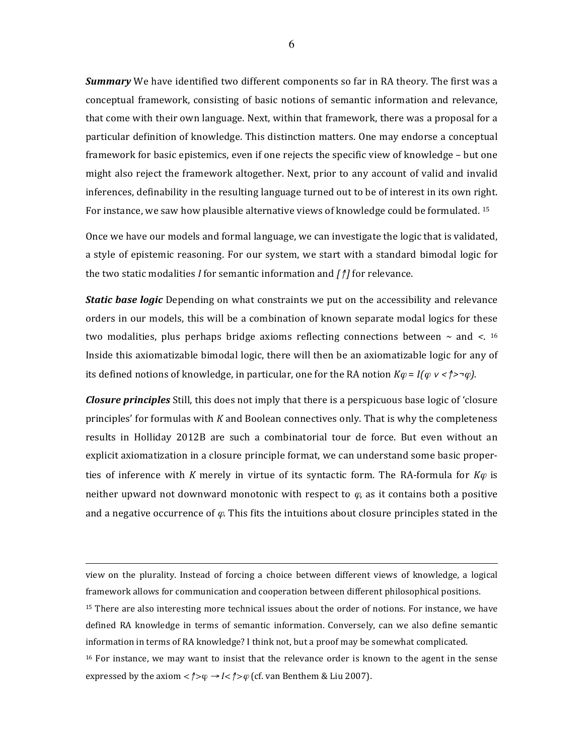***Summary*** We have identified two different components so far in RA theory. The first was a conceptual framework, consisting of basic notions of semantic information and relevance, that come with their own language. Next, within that framework, there was a proposal for a particular definition of knowledge. This distinction matters. One may endorse a conceptual framework for basic epistemics, even if one rejects the specific view of knowledge – but one might also reject the framework altogether. Next, prior to any account of valid and invalid inferences, definability in the resulting language turned out to be of interest in its own right. For instance, we saw how plausible alternative views of knowledge could be formulated. [15]

Once we have our models and formal language, we can investigate the logic that is validated, a style of epistemic reasoning. For our system, we start with a standard bimodal logic for the two static modalities *I* for semantic information and $[\upharpoonleft]$ for relevance.

***Static base logic*** Depending on what constraints we put on the accessibility and relevance orders in our models, this will be a combination of known separate modal logics for these two modalities, plus perhaps bridge axioms reflecting connections between $\sim$ and $<$. [16] Inside this axiomatizable bimodal logic, there will then be an axiomatizable logic for any of its defined notions of knowledge, in particular, one for the RA notion $K\varphi = I(\varphi \vee \langle\upharpoonleft\rangle\neg\varphi)$.

***Closure principles*** Still, this does not imply that there is a perspicuous base logic of 'closure principles' for formulas with *K* and Boolean connectives only. That is why the completeness results in Holliday 2012B are such a combinatorial tour de force. But even without an explicit axiomatization in a closure principle format, we can understand some basic properties of inference with *K* merely in virtue of its syntactic form. The RA-formula for $K\varphi$ is neither upward not downward monotonic with respect to $\varphi$, as it contains both a positive and a negative occurrence of $\varphi$. This fits the intuitions about closure principles stated in the

---

view on the plurality. Instead of forcing a choice between different views of knowledge, a logical framework allows for communication and cooperation between different philosophical positions.

[15] There are also interesting more technical issues about the order of notions. For instance, we have defined RA knowledge in terms of semantic information. Conversely, can we also define semantic information in terms of RA knowledge? I think not, but a proof may be somewhat complicated.

[16] For instance, we may want to insist that the relevance order is known to the agent in the sense expressed by the axiom $\langle\upharpoonleft\rangle\varphi \rightarrow I\langle\upharpoonleft\rangle\varphi$ (cf. van Benthem & Liu 2007).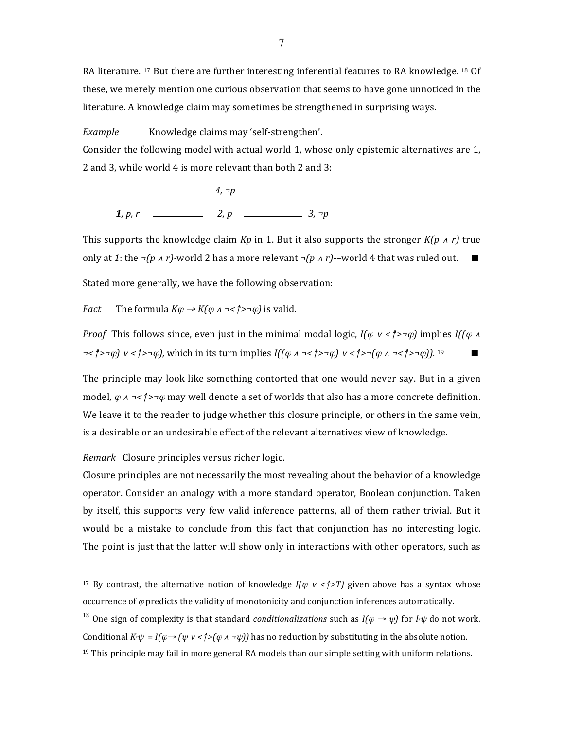RA literature. [17] But there are further interesting inferential features to RA knowledge. [18] Of these, we merely mention one curious observation that seems to have gone unnoticed in the literature. A knowledge claim may sometimes be strengthened in surprising ways.

*Example* Knowledge claims may 'self-strengthen'.
Consider the following model with actual world 1, whose only epistemic alternatives are 1, 2 and 3, while world 4 is more relevant than both 2 and 3:

$$
\begin{array}{ccccc}
 & & 4, \neg p & & \\
\mathbf{1}, p, r & \text{———} & 2, p & \text{———} & 3, \neg p
\end{array}
$$

This supports the knowledge claim $Kp$ in 1. But it also supports the stronger $K(p \wedge r)$ true only at *1*: the $\neg(p \wedge r)$-world 2 has a more relevant $\neg(p \wedge r)$-–world 4 that was ruled out. ■

Stated more generally, we have the following observation:

*Fact* The formula $K\varphi \rightarrow K(\varphi \wedge \neg\langle\uparrow\rangle\neg\varphi)$ is valid.

*Proof* This follows since, even just in the minimal modal logic, $I(\varphi \vee \langle\uparrow\rangle\neg\varphi)$ implies $I((\varphi \wedge \neg\langle\uparrow\rangle\neg\varphi) \vee \langle\uparrow\rangle\neg\varphi)$, which in its turn implies $I((\varphi \wedge \neg\langle\uparrow\rangle\neg\varphi) \vee \langle\uparrow\rangle\neg(\varphi \wedge \neg\langle\uparrow\rangle\neg\varphi))$. [19] ■

The principle may look like something contorted that one would never say. But in a given model, $\varphi \wedge \neg\langle\uparrow\rangle\neg\varphi$ may well denote a set of worlds that also has a more concrete definition. We leave it to the reader to judge whether this closure principle, or others in the same vein, is a desirable or an undesirable effect of the relevant alternatives view of knowledge.

*Remark* Closure principles versus richer logic.
Closure principles are not necessarily the most revealing about the behavior of a knowledge operator. Consider an analogy with a more standard operator, Boolean conjunction. Taken by itself, this supports very few valid inference patterns, all of them rather trivial. But it would be a mistake to conclude from this fact that conjunction has no interesting logic. The point is just that the latter will show only in interactions with other operators, such as

---

[17] By contrast, the alternative notion of knowledge $I(\varphi \vee \langle\uparrow\rangle T)$ given above has a syntax whose occurrence of $\varphi$ predicts the validity of monotonicity and conjunction inferences automatically.

[18] One sign of complexity is that standard *conditionalizations* such as $I(\varphi \rightarrow \psi)$ for $I^{\varphi}\psi$ do not work. Conditional $K^{\varphi}\psi = I(\varphi \rightarrow (\psi \vee \langle\uparrow\rangle(\varphi \wedge \neg\psi))$ has no reduction by substituting in the absolute notion.

[19] This principle may fail in more general RA models than our simple setting with uniform relations.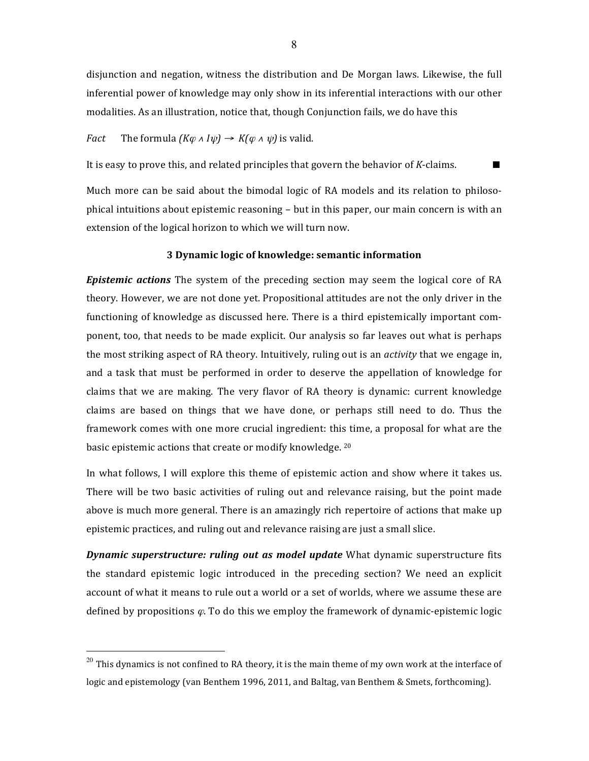disjunction and negation, witness the distribution and De Morgan laws. Likewise, the full inferential power of knowledge may only show in its inferential interactions with our other modalities. As an illustration, notice that, though Conjunction fails, we do have this

*Fact* The formula $(K\varphi \wedge I\psi) \rightarrow K(\varphi \wedge \psi)$ is valid.

It is easy to prove this, and related principles that govern the behavior of *K*-claims. ■

Much more can be said about the bimodal logic of RA models and its relation to philosophical intuitions about epistemic reasoning – but in this paper, our main concern is with an extension of the logical horizon to which we will turn now.

## 3 Dynamic logic of knowledge: semantic information

***Epistemic actions*** The system of the preceding section may seem the logical core of RA theory. However, we are not done yet. Propositional attitudes are not the only driver in the functioning of knowledge as discussed here. There is a third epistemically important component, too, that needs to be made explicit. Our analysis so far leaves out what is perhaps the most striking aspect of RA theory. Intuitively, ruling out is an *activity* that we engage in, and a task that must be performed in order to deserve the appellation of knowledge for claims that we are making. The very flavor of RA theory is dynamic: current knowledge claims are based on things that we have done, or perhaps still need to do. Thus the framework comes with one more crucial ingredient: this time, a proposal for what are the basic epistemic actions that create or modify knowledge. [20]

In what follows, I will explore this theme of epistemic action and show where it takes us. There will be two basic activities of ruling out and relevance raising, but the point made above is much more general. There is an amazingly rich repertoire of actions that make up epistemic practices, and ruling out and relevance raising are just a small slice.

***Dynamic superstructure: ruling out as model update*** What dynamic superstructure fits the standard epistemic logic introduced in the preceding section? We need an explicit account of what it means to rule out a world or a set of worlds, where we assume these are defined by propositions $\varphi$. To do this we employ the framework of dynamic-epistemic logic

---

[20] This dynamics is not confined to RA theory, it is the main theme of my own work at the interface of logic and epistemology (van Benthem 1996, 2011, and Baltag, van Benthem & Smets, forthcoming).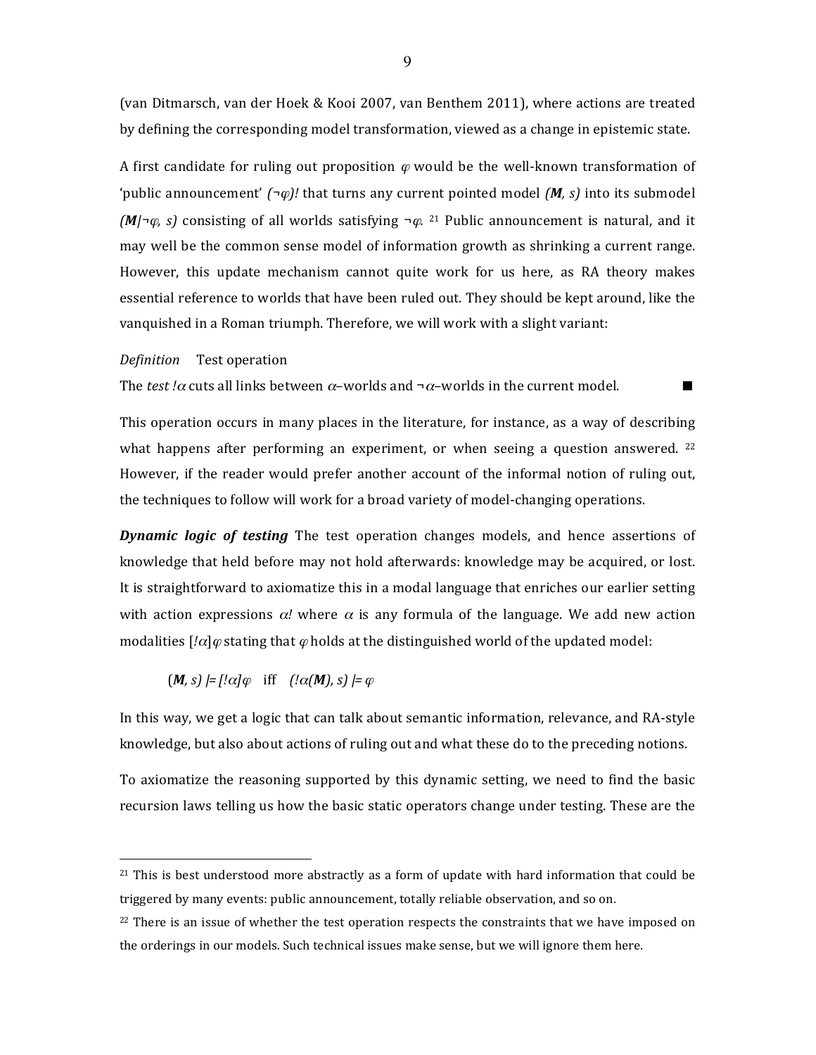(van Ditmarsch, van der Hoek & Kooi 2007, van Benthem 2011), where actions are treated by defining the corresponding model transformation, viewed as a change in epistemic state.

A first candidate for ruling out proposition $\varphi$ would be the well-known transformation of 'public announcement' $(\neg\varphi)!$ that turns any current pointed model $(\boldsymbol{M}, s)$ into its submodel $(\boldsymbol{M}|\neg\varphi, s)$ consisting of all worlds satisfying $\neg\varphi$. [21] Public announcement is natural, and it may well be the common sense model of information growth as shrinking a current range. However, this update mechanism cannot quite work for us here, as RA theory makes essential reference to worlds that have been ruled out. They should be kept around, like the vanquished in a Roman triumph. Therefore, we will work with a slight variant:

*Definition* Test operation

The *test* $!\alpha$ cuts all links between $\alpha$–worlds and $\neg\alpha$–worlds in the current model. ■

This operation occurs in many places in the literature, for instance, as a way of describing what happens after performing an experiment, or when seeing a question answered. [22] However, if the reader would prefer another account of the informal notion of ruling out, the techniques to follow will work for a broad variety of model-changing operations.

***Dynamic logic of testing*** The test operation changes models, and hence assertions of knowledge that held before may not hold afterwards: knowledge may be acquired, or lost. It is straightforward to axiomatize this in a modal language that enriches our earlier setting with action expressions $\alpha!$ where $\alpha$ is any formula of the language. We add new action modalities $[!\alpha]\varphi$ stating that $\varphi$ holds at the distinguished world of the updated model:

$$(\boldsymbol{M}, s) \models [!\alpha]\varphi \quad \text{iff} \quad (!\alpha(\boldsymbol{M}), s) \models \varphi$$

In this way, we get a logic that can talk about semantic information, relevance, and RA-style knowledge, but also about actions of ruling out and what these do to the preceding notions.

To axiomatize the reasoning supported by this dynamic setting, we need to find the basic recursion laws telling us how the basic static operators change under testing. These are the

---

[21] This is best understood more abstractly as a form of update with hard information that could be triggered by many events: public announcement, totally reliable observation, and so on.

[22] There is an issue of whether the test operation respects the constraints that we have imposed on the orderings in our models. Such technical issues make sense, but we will ignore them here.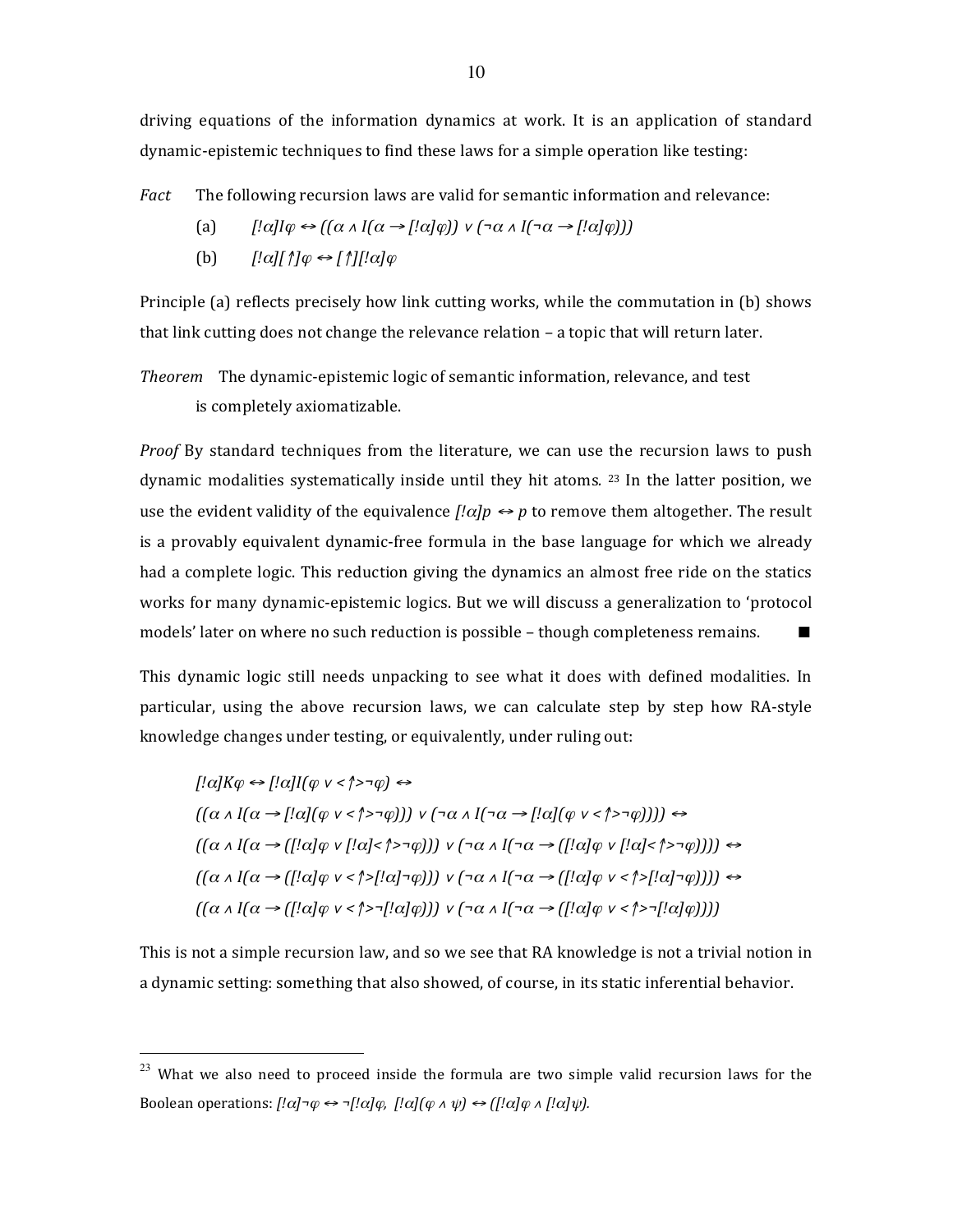driving equations of the information dynamics at work. It is an application of standard dynamic-epistemic techniques to find these laws for a simple operation like testing:

*Fact* The following recursion laws are valid for semantic information and relevance:

(a) $[!\alpha]I\varphi \leftrightarrow ((\alpha \wedge I(\alpha \rightarrow [!\alpha]\varphi)) \vee (\neg\alpha \wedge I(\neg\alpha \rightarrow [!\alpha]\varphi)))$

(b) $[!\alpha][\uparrow]\varphi \leftrightarrow [\uparrow][!\alpha]\varphi$

Principle (a) reflects precisely how link cutting works, while the commutation in (b) shows that link cutting does not change the relevance relation – a topic that will return later.

*Theorem* The dynamic-epistemic logic of semantic information, relevance, and test is completely axiomatizable.

*Proof* By standard techniques from the literature, we can use the recursion laws to push dynamic modalities systematically inside until they hit atoms. [23] In the latter position, we use the evident validity of the equivalence $[!\alpha]p \leftrightarrow p$ to remove them altogether. The result is a provably equivalent dynamic-free formula in the base language for which we already had a complete logic. This reduction giving the dynamics an almost free ride on the statics works for many dynamic-epistemic logics. But we will discuss a generalization to 'protocol models' later on where no such reduction is possible – though completeness remains. ■

This dynamic logic still needs unpacking to see what it does with defined modalities. In particular, using the above recursion laws, we can calculate step by step how RA-style knowledge changes under testing, or equivalently, under ruling out:

$$[!\alpha]K\varphi \leftrightarrow [!\alpha]I(\varphi \vee \langle\uparrow\rangle\neg\varphi) \leftrightarrow$$

$$((\alpha \wedge I(\alpha \rightarrow [!\alpha](\varphi \vee \langle\uparrow\rangle\neg\varphi))) \vee (\neg\alpha \wedge I(\neg\alpha \rightarrow [!\alpha](\varphi \vee \langle\uparrow\rangle\neg\varphi)))) \leftrightarrow$$

$$((\alpha \wedge I(\alpha \rightarrow ([!\alpha]\varphi \vee [!\alpha]\langle\uparrow\rangle\neg\varphi))) \vee (\neg\alpha \wedge I(\neg\alpha \rightarrow ([!\alpha]\varphi \vee [!\alpha]\langle\uparrow\rangle\neg\varphi)))) \leftrightarrow$$

$$((\alpha \wedge I(\alpha \rightarrow ([!\alpha]\varphi \vee \langle\uparrow\rangle[!\alpha]\neg\varphi))) \vee (\neg\alpha \wedge I(\neg\alpha \rightarrow ([!\alpha]\varphi \vee \langle\uparrow\rangle[!\alpha]\neg\varphi)))) \leftrightarrow$$

$$((\alpha \wedge I(\alpha \rightarrow ([!\alpha]\varphi \vee \langle\uparrow\rangle\neg[!\alpha]\varphi))) \vee (\neg\alpha \wedge I(\neg\alpha \rightarrow ([!\alpha]\varphi \vee \langle\uparrow\rangle\neg[!\alpha]\varphi))))$$

This is not a simple recursion law, and so we see that RA knowledge is not a trivial notion in a dynamic setting: something that also showed, of course, in its static inferential behavior.

---

[23] What we also need to proceed inside the formula are two simple valid recursion laws for the Boolean operations: $[!\alpha]\neg\varphi \leftrightarrow \neg[!\alpha]\varphi$, $[!\alpha](\varphi \wedge \psi) \leftrightarrow ([!\alpha]\varphi \wedge [!\alpha]\psi)$.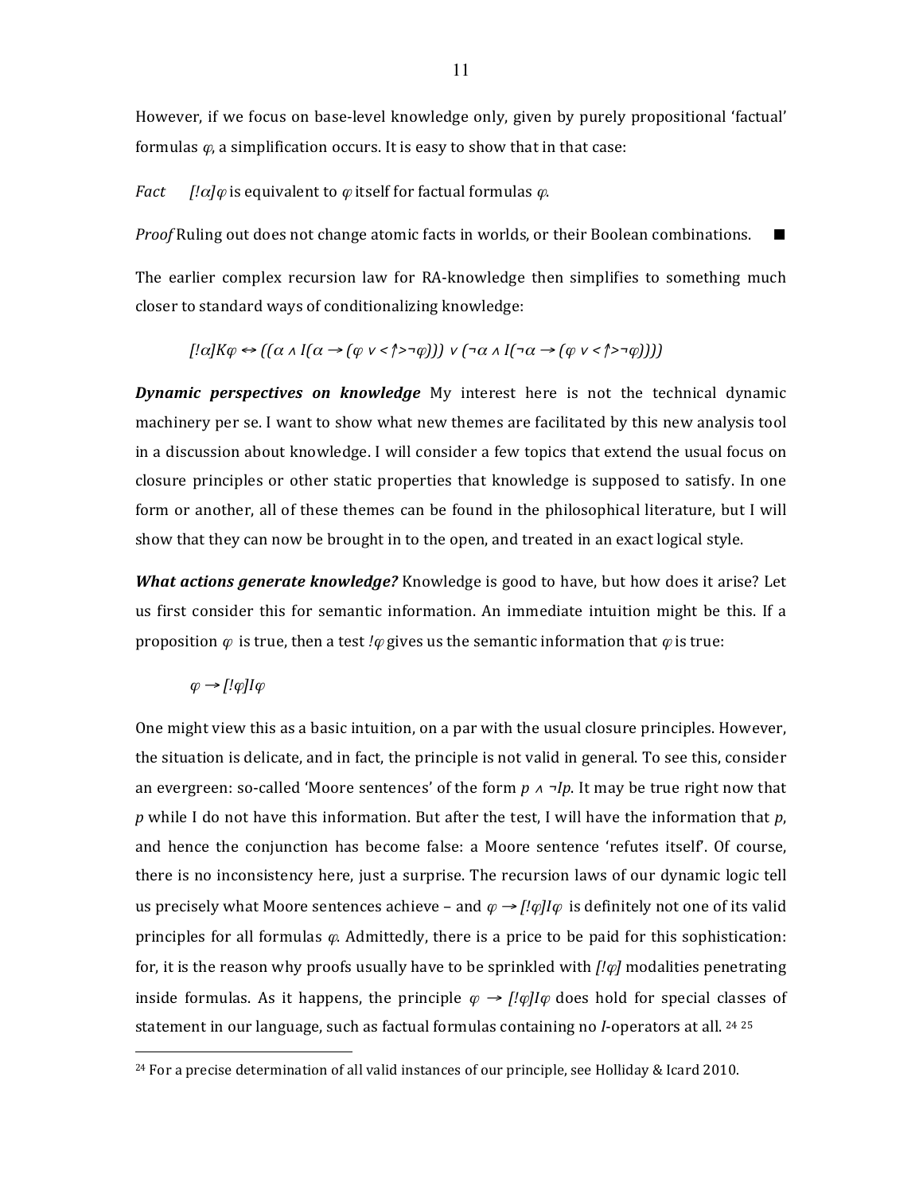However, if we focus on base-level knowledge only, given by purely propositional 'factual' formulas $\varphi$, a simplification occurs. It is easy to show that in that case:

*Fact* $[!\alpha]\varphi$ is equivalent to $\varphi$ itself for factual formulas $\varphi$.

*Proof* Ruling out does not change atomic facts in worlds, or their Boolean combinations. ■

The earlier complex recursion law for RA-knowledge then simplifies to something much closer to standard ways of conditionalizing knowledge:

$$[!\alpha]K\varphi \leftrightarrow ((\alpha \wedge I(\alpha \rightarrow (\varphi \vee \langle\uparrow\rangle\neg\varphi))) \vee (\neg\alpha \wedge I(\neg\alpha \rightarrow (\varphi \vee \langle\uparrow\rangle\neg\varphi))))$$

***Dynamic perspectives on knowledge*** My interest here is not the technical dynamic machinery per se. I want to show what new themes are facilitated by this new analysis tool in a discussion about knowledge. I will consider a few topics that extend the usual focus on closure principles or other static properties that knowledge is supposed to satisfy. In one form or another, all of these themes can be found in the philosophical literature, but I will show that they can now be brought in to the open, and treated in an exact logical style.

***What actions generate knowledge?*** Knowledge is good to have, but how does it arise? Let us first consider this for semantic information. An immediate intuition might be this. If a proposition $\varphi$ is true, then a test $!\varphi$ gives us the semantic information that $\varphi$ is true:

$$\varphi \rightarrow [!\varphi]I\varphi$$

One might view this as a basic intuition, on a par with the usual closure principles. However, the situation is delicate, and in fact, the principle is not valid in general. To see this, consider an evergreen: so-called 'Moore sentences' of the form $p \wedge \neg Ip$. It may be true right now that $p$ while I do not have this information. But after the test, I will have the information that $p$, and hence the conjunction has become false: a Moore sentence 'refutes itself'. Of course, there is no inconsistency here, just a surprise. The recursion laws of our dynamic logic tell us precisely what Moore sentences achieve – and $\varphi \rightarrow [!\varphi]I\varphi$ is definitely not one of its valid principles for all formulas $\varphi$. Admittedly, there is a price to be paid for this sophistication: for, it is the reason why proofs usually have to be sprinkled with $[!\varphi]$ modalities penetrating inside formulas. As it happens, the principle $\varphi \rightarrow [!\varphi]I\varphi$ does hold for special classes of statement in our language, such as factual formulas containing no $I$-operators at all. [24] [25]

[24] For a precise determination of all valid instances of our principle, see Holliday & Icard 2010.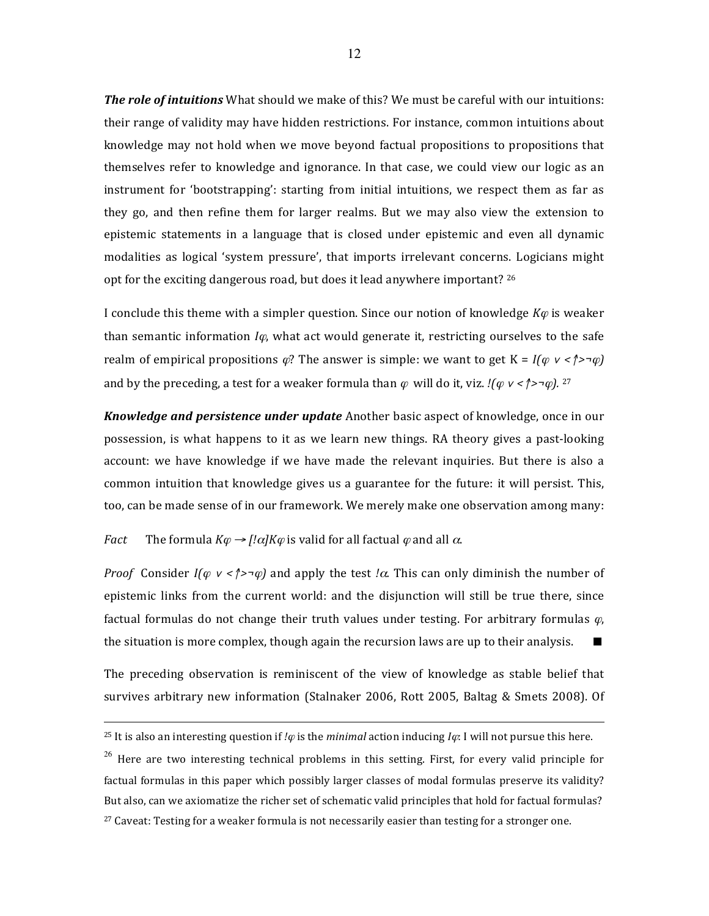***The role of intuitions*** What should we make of this? We must be careful with our intuitions: their range of validity may have hidden restrictions. For instance, common intuitions about knowledge may not hold when we move beyond factual propositions to propositions that themselves refer to knowledge and ignorance. In that case, we could view our logic as an instrument for 'bootstrapping': starting from initial intuitions, we respect them as far as they go, and then refine them for larger realms. But we may also view the extension to epistemic statements in a language that is closed under epistemic and even all dynamic modalities as logical 'system pressure', that imports irrelevant concerns. Logicians might opt for the exciting dangerous road, but does it lead anywhere important? [26]

I conclude this theme with a simpler question. Since our notion of knowledge $K\varphi$ is weaker than semantic information $I\varphi$, what act would generate it, restricting ourselves to the safe realm of empirical propositions $\varphi$? The answer is simple: we want to get K = $I(\varphi \vee \langle\uparrow\rangle\neg\varphi)$ and by the preceding, a test for a weaker formula than $\varphi$ will do it, viz. $!(\varphi \vee \langle\uparrow\rangle\neg\varphi)$. [27]

***Knowledge and persistence under update*** Another basic aspect of knowledge, once in our possession, is what happens to it as we learn new things. RA theory gives a past-looking account: we have knowledge if we have made the relevant inquiries. But there is also a common intuition that knowledge gives us a guarantee for the future: it will persist. This, too, can be made sense of in our framework. We merely make one observation among many:

*Fact* The formula $K\varphi \rightarrow [!\alpha]K\varphi$ is valid for all factual $\varphi$ and all $\alpha$.

*Proof* Consider $I(\varphi \vee \langle\uparrow\rangle\neg\varphi)$ and apply the test $!\alpha$. This can only diminish the number of epistemic links from the current world: and the disjunction will still be true there, since factual formulas do not change their truth values under testing. For arbitrary formulas $\varphi$, the situation is more complex, though again the recursion laws are up to their analysis. ■

The preceding observation is reminiscent of the view of knowledge as stable belief that survives arbitrary new information (Stalnaker 2006, Rott 2005, Baltag & Smets 2008). Of

---

[25] It is also an interesting question if $!\varphi$ is the *minimal* action inducing $I\varphi$: I will not pursue this here.

[26] Here are two interesting technical problems in this setting. First, for every valid principle for factual formulas in this paper which possibly larger classes of modal formulas preserve its validity? But also, can we axiomatize the richer set of schematic valid principles that hold for factual formulas?

[27] Caveat: Testing for a weaker formula is not necessarily easier than testing for a stronger one.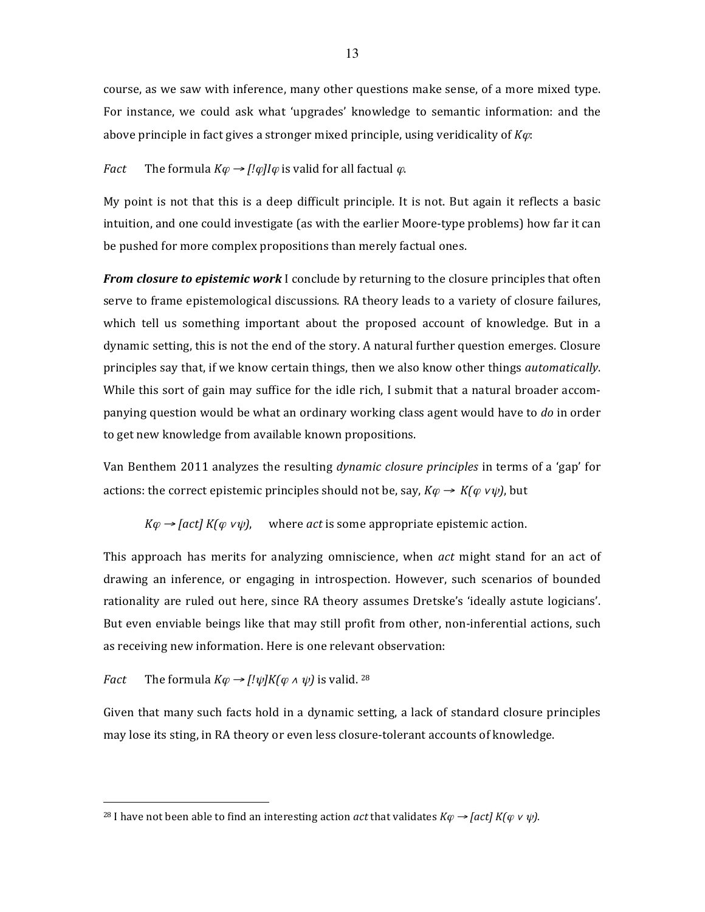course, as we saw with inference, many other questions make sense, of a more mixed type. For instance, we could ask what 'upgrades' knowledge to semantic information: and the above principle in fact gives a stronger mixed principle, using veridicality of $K\varphi$:

*Fact* The formula $K\varphi \rightarrow [!\varphi]I\varphi$ is valid for all factual $\varphi$.

My point is not that this is a deep difficult principle. It is not. But again it reflects a basic intuition, and one could investigate (as with the earlier Moore-type problems) how far it can be pushed for more complex propositions than merely factual ones.

***From closure to epistemic work*** I conclude by returning to the closure principles that often serve to frame epistemological discussions. RA theory leads to a variety of closure failures, which tell us something important about the proposed account of knowledge. But in a dynamic setting, this is not the end of the story. A natural further question emerges. Closure principles say that, if we know certain things, then we also know other things *automatically*. While this sort of gain may suffice for the idle rich, I submit that a natural broader accompanying question would be what an ordinary working class agent would have to *do* in order to get new knowledge from available known propositions.

Van Benthem 2011 analyzes the resulting *dynamic closure principles* in terms of a 'gap' for actions: the correct epistemic principles should not be, say, $K\varphi \rightarrow K(\varphi \vee \psi)$, but

$K\varphi \rightarrow [act]\, K(\varphi \vee \psi)$, where *act* is some appropriate epistemic action.

This approach has merits for analyzing omniscience, when *act* might stand for an act of drawing an inference, or engaging in introspection. However, such scenarios of bounded rationality are ruled out here, since RA theory assumes Dretske's 'ideally astute logicians'. But even enviable beings like that may still profit from other, non-inferential actions, such as receiving new information. Here is one relevant observation:

*Fact* The formula $K\varphi \rightarrow [!\psi]K(\varphi \wedge \psi)$ is valid. [28]

Given that many such facts hold in a dynamic setting, a lack of standard closure principles may lose its sting, in RA theory or even less closure-tolerant accounts of knowledge.

---

[28] I have not been able to find an interesting action *act* that validates $K\varphi \rightarrow [act]\, K(\varphi \vee \psi)$.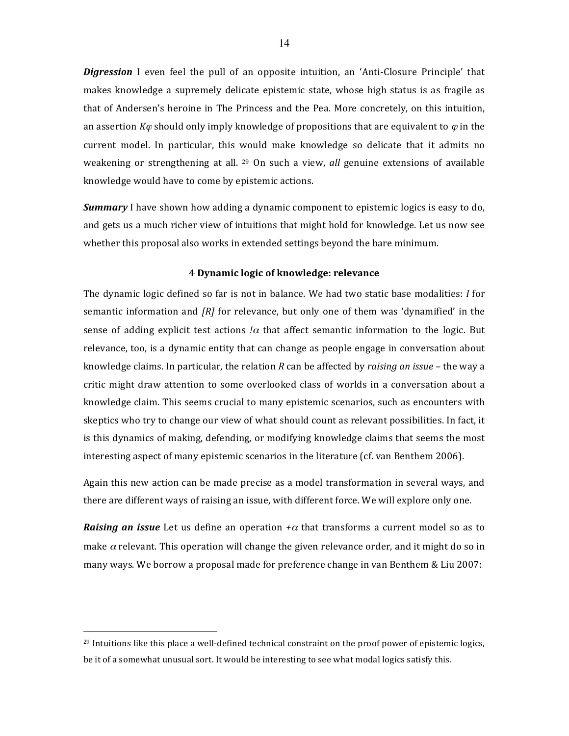***Digression*** I even feel the pull of an opposite intuition, an 'Anti-Closure Principle' that makes knowledge a supremely delicate epistemic state, whose high status is as fragile as that of Andersen's heroine in The Princess and the Pea. More concretely, on this intuition, an assertion $K\varphi$ should only imply knowledge of propositions that are equivalent to $\varphi$ in the current model. In particular, this would make knowledge so delicate that it admits no weakening or strengthening at all. [29] On such a view, *all* genuine extensions of available knowledge would have to come by epistemic actions.

***Summary*** I have shown how adding a dynamic component to epistemic logics is easy to do, and gets us a much richer view of intuitions that might hold for knowledge. Let us now see whether this proposal also works in extended settings beyond the bare minimum.

## 4 Dynamic logic of knowledge: relevance

The dynamic logic defined so far is not in balance. We had two static base modalities: *I* for semantic information and *[R]* for relevance, but only one of them was 'dynamified' in the sense of adding explicit test actions $!\alpha$ that affect semantic information to the logic. But relevance, too, is a dynamic entity that can change as people engage in conversation about knowledge claims. In particular, the relation *R* can be affected by *raising an issue* – the way a critic might draw attention to some overlooked class of worlds in a conversation about a knowledge claim. This seems crucial to many epistemic scenarios, such as encounters with skeptics who try to change our view of what should count as relevant possibilities. In fact, it is this dynamics of making, defending, or modifying knowledge claims that seems the most interesting aspect of many epistemic scenarios in the literature (cf. van Benthem 2006).

Again this new action can be made precise as a model transformation in several ways, and there are different ways of raising an issue, with different force. We will explore only one.

***Raising an issue*** Let us define an operation $+\alpha$ that transforms a current model so as to make $\alpha$ relevant. This operation will change the given relevance order, and it might do so in many ways. We borrow a proposal made for preference change in van Benthem & Liu 2007:

---

[29] Intuitions like this place a well-defined technical constraint on the proof power of epistemic logics, be it of a somewhat unusual sort. It would be interesting to see what modal logics satisfy this.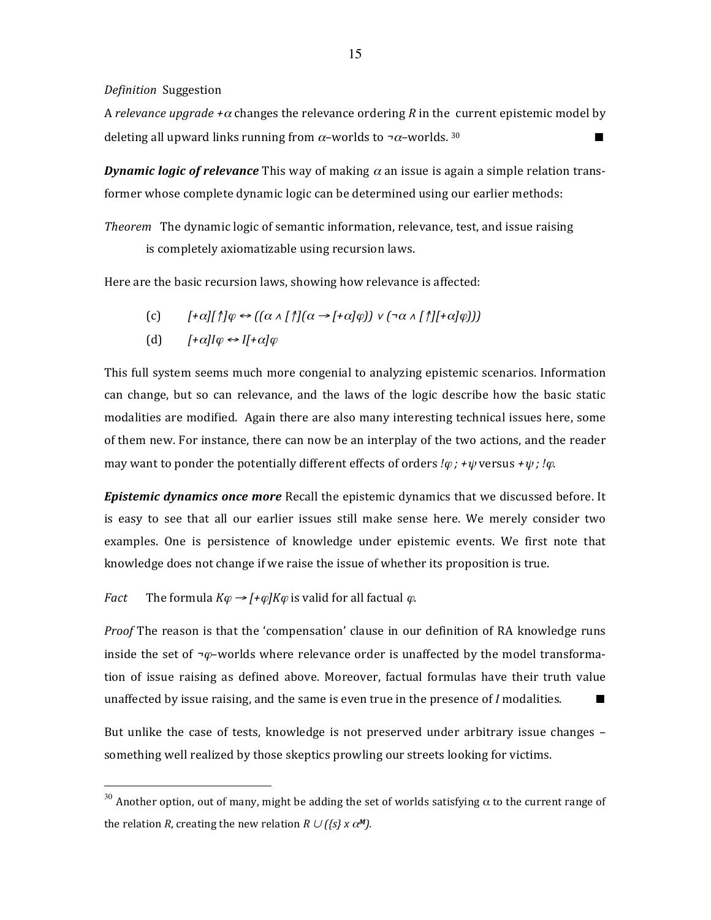*Definition* Suggestion

A *relevance upgrade* $+\alpha$ changes the relevance ordering $R$ in the current epistemic model by deleting all upward links running from $\alpha$–worlds to $\neg\alpha$–worlds. [30] ■

***Dynamic logic of relevance*** This way of making $\alpha$ an issue is again a simple relation transformer whose complete dynamic logic can be determined using our earlier methods:

*Theorem* The dynamic logic of semantic information, relevance, test, and issue raising is completely axiomatizable using recursion laws.

Here are the basic recursion laws, showing how relevance is affected:

(c) $[+\alpha][\uparrow]\varphi \leftrightarrow ((\alpha \wedge [\uparrow](\alpha \rightarrow [+\alpha]\varphi)) \vee (\neg\alpha \wedge [\uparrow][+\alpha]\varphi)))$

(d) $[+\alpha]I\varphi \leftrightarrow I[+\alpha]\varphi$

This full system seems much more congenial to analyzing epistemic scenarios. Information can change, but so can relevance, and the laws of the logic describe how the basic static modalities are modified. Again there are also many interesting technical issues here, some of them new. For instance, there can now be an interplay of the two actions, and the reader may want to ponder the potentially different effects of orders $!\varphi\, ;\, +\psi$ versus $+\psi\, ;\, !\varphi$.

***Epistemic dynamics once more*** Recall the epistemic dynamics that we discussed before. It is easy to see that all our earlier issues still make sense here. We merely consider two examples. One is persistence of knowledge under epistemic events. We first note that knowledge does not change if we raise the issue of whether its proposition is true.

*Fact* The formula $K\varphi \rightarrow [+\varphi]K\varphi$ is valid for all factual $\varphi$.

*Proof* The reason is that the 'compensation' clause in our definition of RA knowledge runs inside the set of $\neg\varphi$–worlds where relevance order is unaffected by the model transformation of issue raising as defined above. Moreover, factual formulas have their truth value unaffected by issue raising, and the same is even true in the presence of $I$ modalities. ■

But unlike the case of tests, knowledge is not preserved under arbitrary issue changes – something well realized by those skeptics prowling our streets looking for victims.

---

[30] Another option, out of many, might be adding the set of worlds satisfying $\alpha$ to the current range of the relation $R$, creating the new relation $R \cup (\{s\} \times \alpha^{M})$.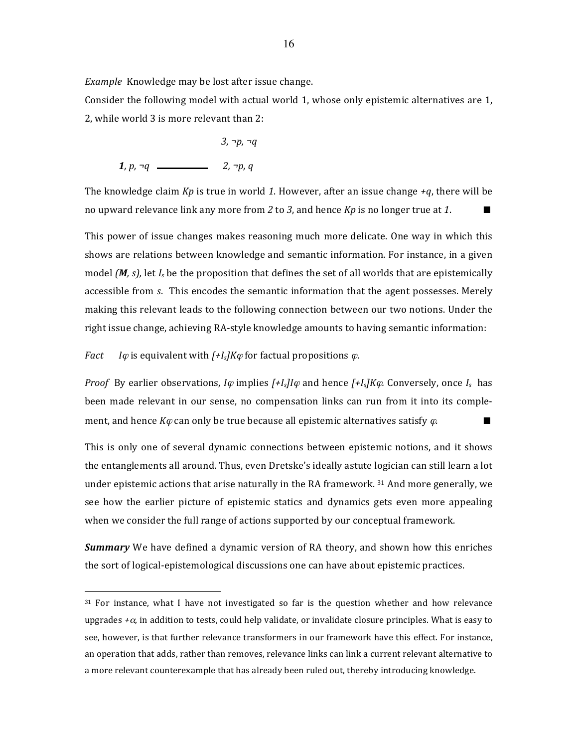*Example* Knowledge may be lost after issue change.

Consider the following model with actual world 1, whose only epistemic alternatives are 1, 2, while world 3 is more relevant than 2:

$$
\begin{array}{ccc}
 & & 3, \neg p, \neg q \\
\mathbf{1}, p, \neg q & \text{———} & 2, \neg p, q
\end{array}
$$

The knowledge claim $Kp$ is true in world *1*. However, after an issue change $+q$, there will be no upward relevance link any more from *2* to *3*, and hence $Kp$ is no longer true at *1*. ■

This power of issue changes makes reasoning much more delicate. One way in which this shows are relations between knowledge and semantic information. For instance, in a given model ***(M**, s)*, let $I_s$ be the proposition that defines the set of all worlds that are epistemically accessible from *s*. This encodes the semantic information that the agent possesses. Merely making this relevant leads to the following connection between our two notions. Under the right issue change, achieving RA-style knowledge amounts to having semantic information:

*Fact* $I\varphi$ is equivalent with $[+I_s]K\varphi$ for factual propositions $\varphi$.

*Proof* By earlier observations, $I\varphi$ implies $[+I_s]I\varphi$ and hence $[+I_s]K\varphi$. Conversely, once $I_s$ has been made relevant in our sense, no compensation links can run from it into its complement, and hence $K\varphi$ can only be true because all epistemic alternatives satisfy $\varphi$. ■

This is only one of several dynamic connections between epistemic notions, and it shows the entanglements all around. Thus, even Dretske's ideally astute logician can still learn a lot under epistemic actions that arise naturally in the RA framework. [31] And more generally, we see how the earlier picture of epistemic statics and dynamics gets even more appealing when we consider the full range of actions supported by our conceptual framework.

***Summary*** We have defined a dynamic version of RA theory, and shown how this enriches the sort of logical-epistemological discussions one can have about epistemic practices.

---

[31] For instance, what I have not investigated so far is the question whether and how relevance upgrades $+\alpha$, in addition to tests, could help validate, or invalidate closure principles. What is easy to see, however, is that further relevance transformers in our framework have this effect. For instance, an operation that adds, rather than removes, relevance links can link a current relevant alternative to a more relevant counterexample that has already been ruled out, thereby introducing knowledge.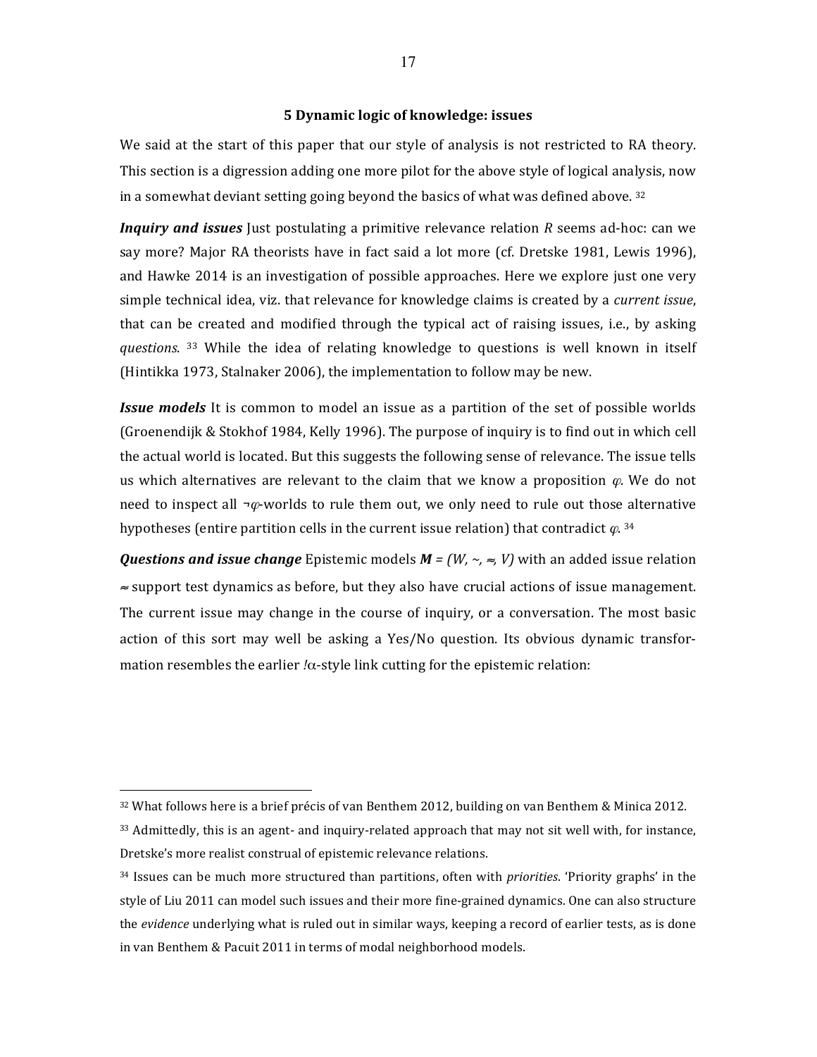## 5 Dynamic logic of knowledge: issues

We said at the start of this paper that our style of analysis is not restricted to RA theory. This section is a digression adding one more pilot for the above style of logical analysis, now in a somewhat deviant setting going beyond the basics of what was defined above. [32]

***Inquiry and issues*** Just postulating a primitive relevance relation $R$ seems ad-hoc: can we say more? Major RA theorists have in fact said a lot more (cf. Dretske 1981, Lewis 1996), and Hawke 2014 is an investigation of possible approaches. Here we explore just one very simple technical idea, viz. that relevance for knowledge claims is created by a *current issue*, that can be created and modified through the typical act of raising issues, i.e., by asking *questions*. [33] While the idea of relating knowledge to questions is well known in itself (Hintikka 1973, Stalnaker 2006), the implementation to follow may be new.

***Issue models*** It is common to model an issue as a partition of the set of possible worlds (Groenendijk & Stokhof 1984, Kelly 1996). The purpose of inquiry is to find out in which cell the actual world is located. But this suggests the following sense of relevance. The issue tells us which alternatives are relevant to the claim that we know a proposition $\varphi$. We do not need to inspect all $\neg\varphi$-worlds to rule them out, we only need to rule out those alternative hypotheses (entire partition cells in the current issue relation) that contradict $\varphi$. [34]

***Questions and issue change*** Epistemic models $\boldsymbol{M} = (W, \sim, \approx, V)$ with an added issue relation $\approx$ support test dynamics as before, but they also have crucial actions of issue management. The current issue may change in the course of inquiry, or a conversation. The most basic action of this sort may well be asking a Yes/No question. Its obvious dynamic transformation resembles the earlier $!\alpha$-style link cutting for the epistemic relation:

---

[32] What follows here is a brief précis of van Benthem 2012, building on van Benthem & Minica 2012.

[33] Admittedly, this is an agent- and inquiry-related approach that may not sit well with, for instance, Dretske's more realist construal of epistemic relevance relations.

[34] Issues can be much more structured than partitions, often with *priorities*. 'Priority graphs' in the style of Liu 2011 can model such issues and their more fine-grained dynamics. One can also structure the *evidence* underlying what is ruled out in similar ways, keeping a record of earlier tests, as is done in van Benthem & Pacuit 2011 in terms of modal neighborhood models.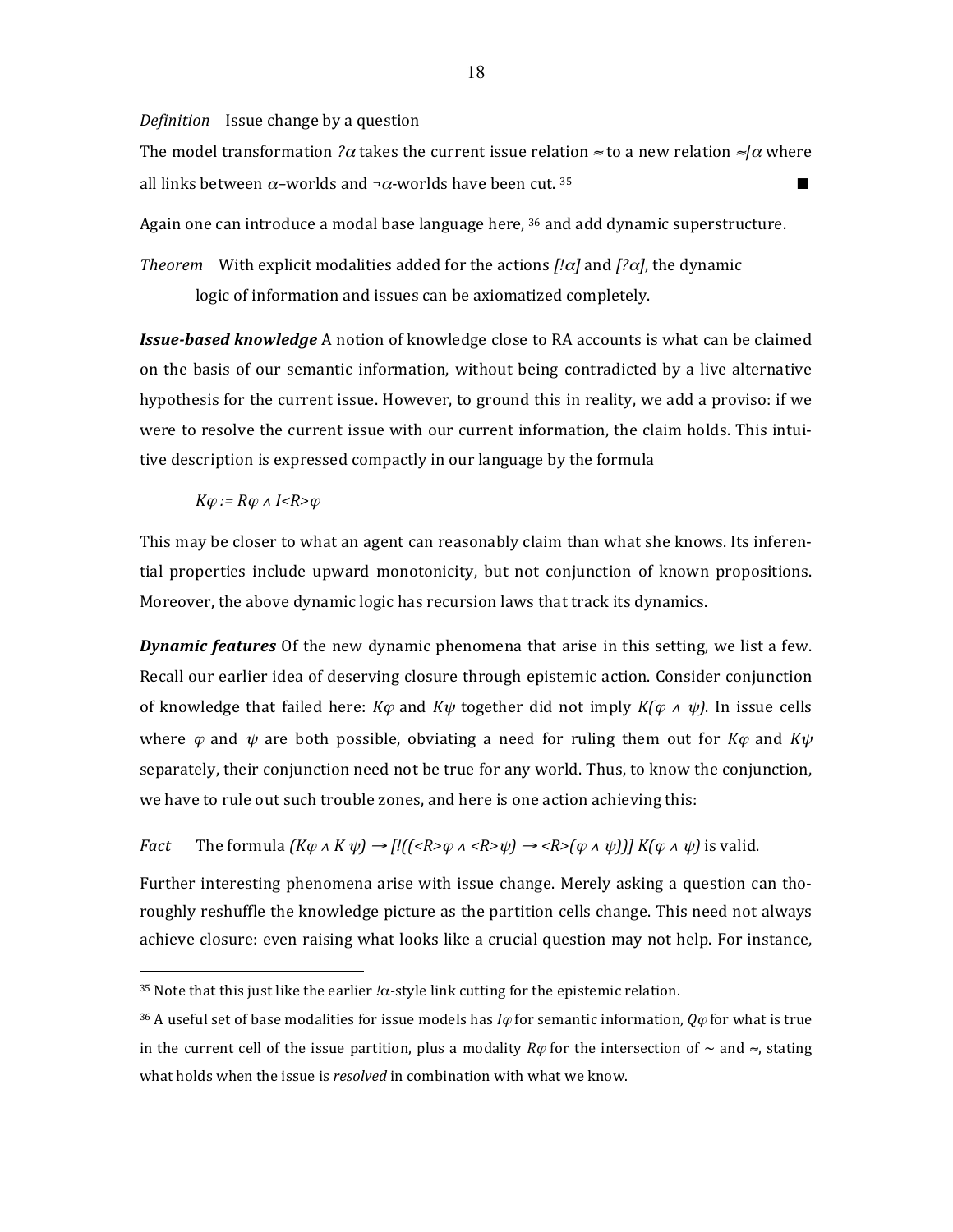*Definition* Issue change by a question

The model transformation $?\alpha$ takes the current issue relation $\approx$ to a new relation $\approx|\alpha$ where all links between $\alpha$–worlds and $\neg\alpha$-worlds have been cut. [35] ■

Again one can introduce a modal base language here, [36] and add dynamic superstructure.

*Theorem* With explicit modalities added for the actions $[!\alpha]$ and $[?\alpha]$, the dynamic logic of information and issues can be axiomatized completely.

***Issue-based knowledge*** A notion of knowledge close to RA accounts is what can be claimed on the basis of our semantic information, without being contradicted by a live alternative hypothesis for the current issue. However, to ground this in reality, we add a proviso: if we were to resolve the current issue with our current information, the claim holds. This intuitive description is expressed compactly in our language by the formula

$$K\varphi := R\varphi \wedge I\langle R\rangle\varphi$$

This may be closer to what an agent can reasonably claim than what she knows. Its inferential properties include upward monotonicity, but not conjunction of known propositions. Moreover, the above dynamic logic has recursion laws that track its dynamics.

***Dynamic features*** Of the new dynamic phenomena that arise in this setting, we list a few. Recall our earlier idea of deserving closure through epistemic action. Consider conjunction of knowledge that failed here: $K\varphi$ and $K\psi$ together did not imply $K(\varphi \wedge \psi)$. In issue cells where $\varphi$ and $\psi$ are both possible, obviating a need for ruling them out for $K\varphi$ and $K\psi$ separately, their conjunction need not be true for any world. Thus, to know the conjunction, we have to rule out such trouble zones, and here is one action achieving this:

*Fact* The formula $(K\varphi \wedge K\psi) \rightarrow [!((\langle R\rangle\varphi \wedge \langle R\rangle\psi) \rightarrow \langle R\rangle(\varphi \wedge \psi))]\, K(\varphi \wedge \psi)$ is valid.

Further interesting phenomena arise with issue change. Merely asking a question can thoroughly reshuffle the knowledge picture as the partition cells change. This need not always achieve closure: even raising what looks like a crucial question may not help. For instance,

---

[35] Note that this just like the earlier $!\alpha$-style link cutting for the epistemic relation.

[36] A useful set of base modalities for issue models has $I\varphi$ for semantic information, $Q\varphi$ for what is true in the current cell of the issue partition, plus a modality $R\varphi$ for the intersection of $\sim$ and $\approx$, stating what holds when the issue is *resolved* in combination with what we know.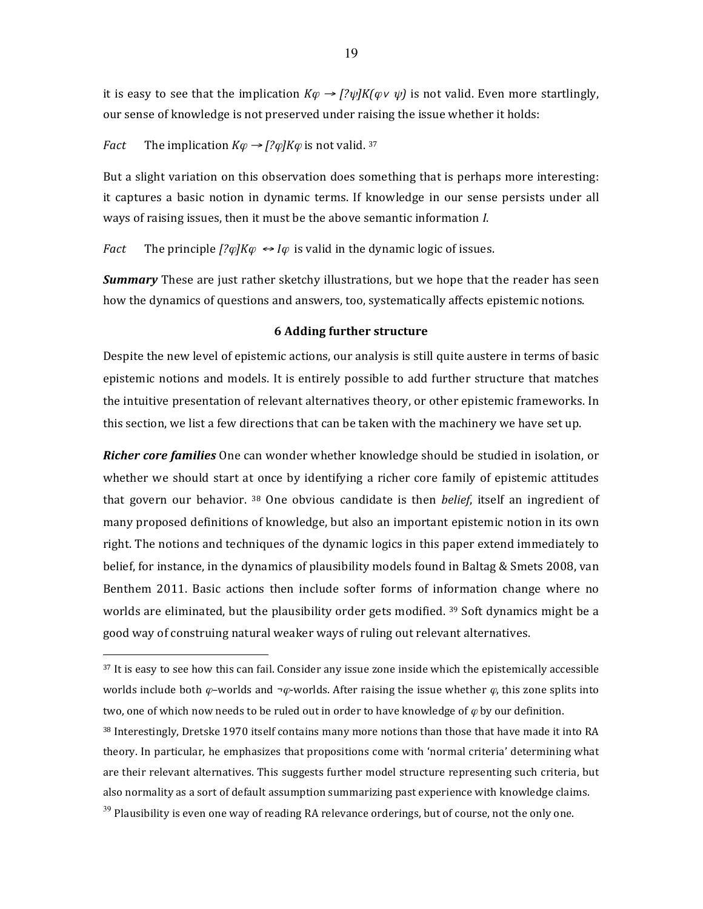it is easy to see that the implication $K\varphi \rightarrow [?\psi]K(\varphi \vee \psi)$ is not valid. Even more startlingly, our sense of knowledge is not preserved under raising the issue whether it holds:

*Fact* The implication $K\varphi \rightarrow [?\varphi]K\varphi$ is not valid. [37]

But a slight variation on this observation does something that is perhaps more interesting: it captures a basic notion in dynamic terms. If knowledge in our sense persists under all ways of raising issues, then it must be the above semantic information $I$.

*Fact* The principle $[?\varphi]K\varphi \leftrightarrow I\varphi$ is valid in the dynamic logic of issues.

***Summary*** These are just rather sketchy illustrations, but we hope that the reader has seen how the dynamics of questions and answers, too, systematically affects epistemic notions.

## 6 Adding further structure

Despite the new level of epistemic actions, our analysis is still quite austere in terms of basic epistemic notions and models. It is entirely possible to add further structure that matches the intuitive presentation of relevant alternatives theory, or other epistemic frameworks. In this section, we list a few directions that can be taken with the machinery we have set up.

***Richer core families*** One can wonder whether knowledge should be studied in isolation, or whether we should start at once by identifying a richer core family of epistemic attitudes that govern our behavior. [38] One obvious candidate is then *belief*, itself an ingredient of many proposed definitions of knowledge, but also an important epistemic notion in its own right. The notions and techniques of the dynamic logics in this paper extend immediately to belief, for instance, in the dynamics of plausibility models found in Baltag & Smets 2008, van Benthem 2011. Basic actions then include softer forms of information change where no worlds are eliminated, but the plausibility order gets modified. [39] Soft dynamics might be a good way of construing natural weaker ways of ruling out relevant alternatives.

---

[37] It is easy to see how this can fail. Consider any issue zone inside which the epistemically accessible worlds include both $\varphi$–worlds and $\neg\varphi$-worlds. After raising the issue whether $\varphi$, this zone splits into two, one of which now needs to be ruled out in order to have knowledge of $\varphi$ by our definition.

[38] Interestingly, Dretske 1970 itself contains many more notions than those that have made it into RA theory. In particular, he emphasizes that propositions come with 'normal criteria' determining what are their relevant alternatives. This suggests further model structure representing such criteria, but also normality as a sort of default assumption summarizing past experience with knowledge claims.

[39] Plausibility is even one way of reading RA relevance orderings, but of course, not the only one.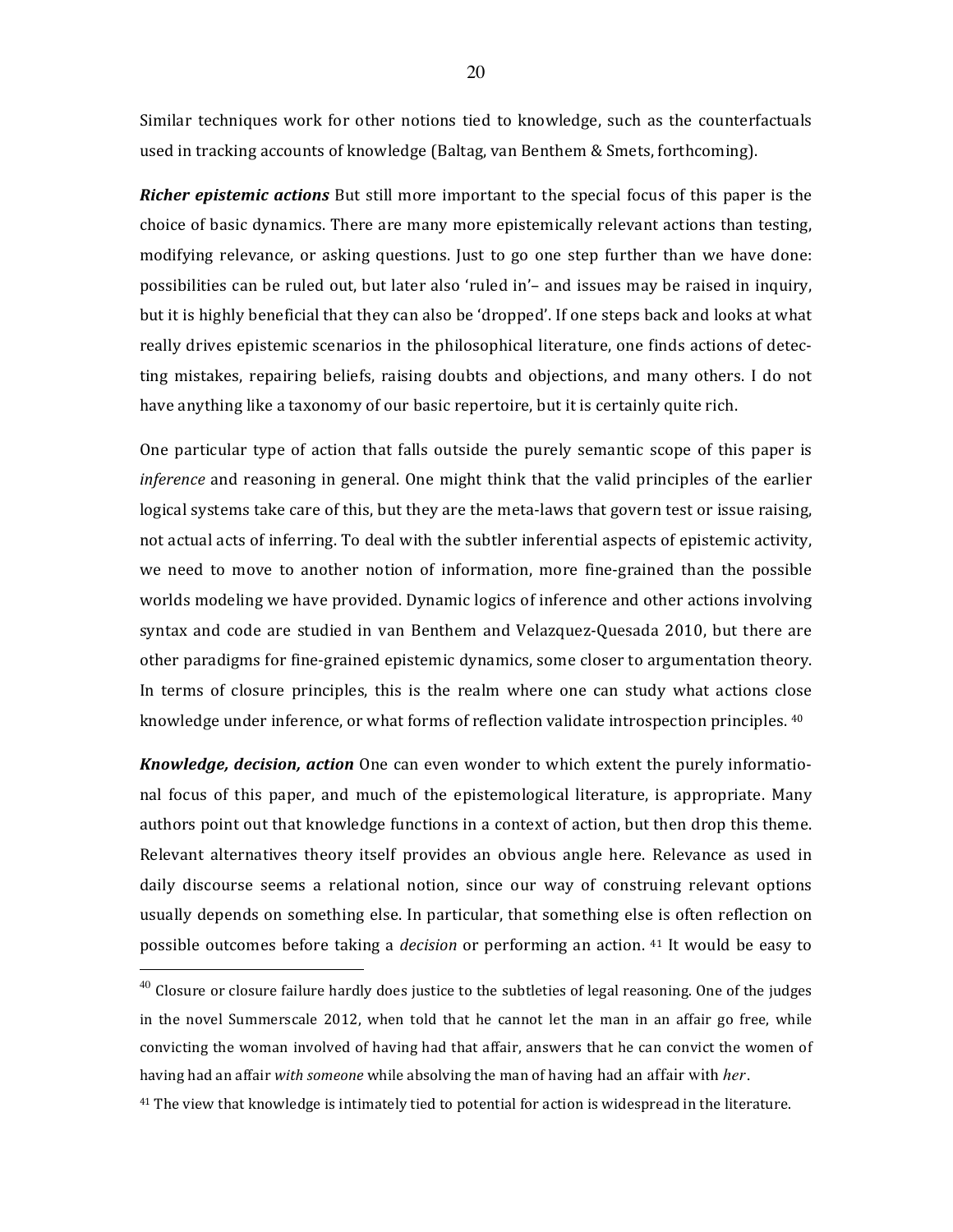Similar techniques work for other notions tied to knowledge, such as the counterfactuals used in tracking accounts of knowledge (Baltag, van Benthem & Smets, forthcoming).

***Richer epistemic actions*** But still more important to the special focus of this paper is the choice of basic dynamics. There are many more epistemically relevant actions than testing, modifying relevance, or asking questions. Just to go one step further than we have done: possibilities can be ruled out, but later also 'ruled in'– and issues may be raised in inquiry, but it is highly beneficial that they can also be 'dropped'. If one steps back and looks at what really drives epistemic scenarios in the philosophical literature, one finds actions of detecting mistakes, repairing beliefs, raising doubts and objections, and many others. I do not have anything like a taxonomy of our basic repertoire, but it is certainly quite rich.

One particular type of action that falls outside the purely semantic scope of this paper is *inference* and reasoning in general. One might think that the valid principles of the earlier logical systems take care of this, but they are the meta-laws that govern test or issue raising, not actual acts of inferring. To deal with the subtler inferential aspects of epistemic activity, we need to move to another notion of information, more fine-grained than the possible worlds modeling we have provided. Dynamic logics of inference and other actions involving syntax and code are studied in van Benthem and Velazquez-Quesada 2010, but there are other paradigms for fine-grained epistemic dynamics, some closer to argumentation theory. In terms of closure principles, this is the realm where one can study what actions close knowledge under inference, or what forms of reflection validate introspection principles. [40]

***Knowledge, decision, action*** One can even wonder to which extent the purely informational focus of this paper, and much of the epistemological literature, is appropriate. Many authors point out that knowledge functions in a context of action, but then drop this theme. Relevant alternatives theory itself provides an obvious angle here. Relevance as used in daily discourse seems a relational notion, since our way of construing relevant options usually depends on something else. In particular, that something else is often reflection on possible outcomes before taking a *decision* or performing an action. [41] It would be easy to

---

[40] Closure or closure failure hardly does justice to the subtleties of legal reasoning. One of the judges in the novel Summerscale 2012, when told that he cannot let the man in an affair go free, while convicting the woman involved of having had that affair, answers that he can convict the women of having had an affair *with someone* while absolving the man of having had an affair with *her*.

[41] The view that knowledge is intimately tied to potential for action is widespread in the literature.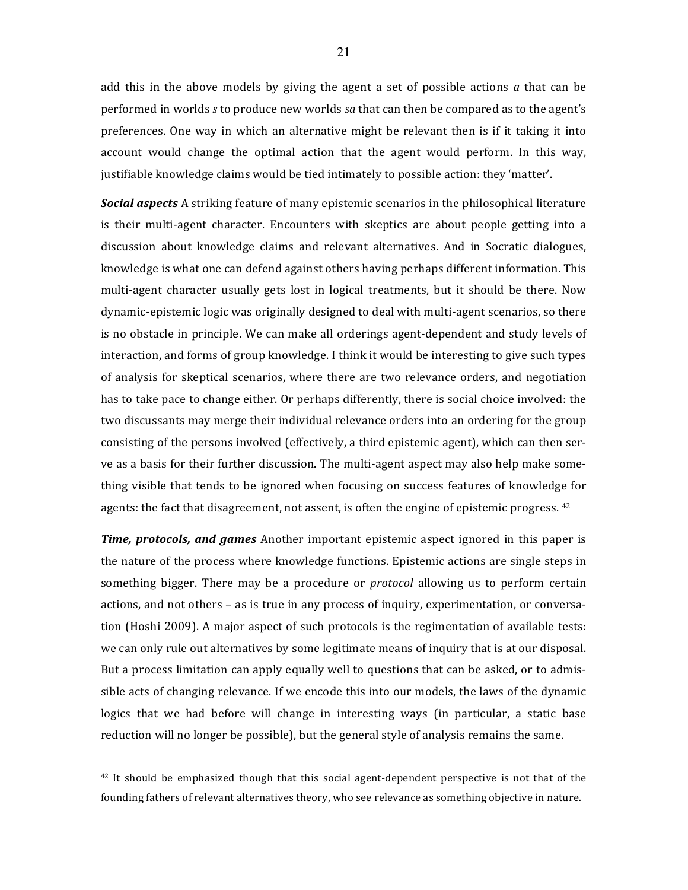add this in the above models by giving the agent a set of possible actions *a* that can be performed in worlds *s* to produce new worlds *sa* that can then be compared as to the agent's preferences. One way in which an alternative might be relevant then is if it taking it into account would change the optimal action that the agent would perform. In this way, justifiable knowledge claims would be tied intimately to possible action: they 'matter'.

***Social aspects*** A striking feature of many epistemic scenarios in the philosophical literature is their multi-agent character. Encounters with skeptics are about people getting into a discussion about knowledge claims and relevant alternatives. And in Socratic dialogues, knowledge is what one can defend against others having perhaps different information. This multi-agent character usually gets lost in logical treatments, but it should be there. Now dynamic-epistemic logic was originally designed to deal with multi-agent scenarios, so there is no obstacle in principle. We can make all orderings agent-dependent and study levels of interaction, and forms of group knowledge. I think it would be interesting to give such types of analysis for skeptical scenarios, where there are two relevance orders, and negotiation has to take pace to change either. Or perhaps differently, there is social choice involved: the two discussants may merge their individual relevance orders into an ordering for the group consisting of the persons involved (effectively, a third epistemic agent), which can then serve as a basis for their further discussion. The multi-agent aspect may also help make something visible that tends to be ignored when focusing on success features of knowledge for agents: the fact that disagreement, not assent, is often the engine of epistemic progress. [42]

***Time, protocols, and games*** Another important epistemic aspect ignored in this paper is the nature of the process where knowledge functions. Epistemic actions are single steps in something bigger. There may be a procedure or *protocol* allowing us to perform certain actions, and not others – as is true in any process of inquiry, experimentation, or conversation (Hoshi 2009). A major aspect of such protocols is the regimentation of available tests: we can only rule out alternatives by some legitimate means of inquiry that is at our disposal. But a process limitation can apply equally well to questions that can be asked, or to admissible acts of changing relevance. If we encode this into our models, the laws of the dynamic logics that we had before will change in interesting ways (in particular, a static base reduction will no longer be possible), but the general style of analysis remains the same.

---

[42] It should be emphasized though that this social agent-dependent perspective is not that of the founding fathers of relevant alternatives theory, who see relevance as something objective in nature.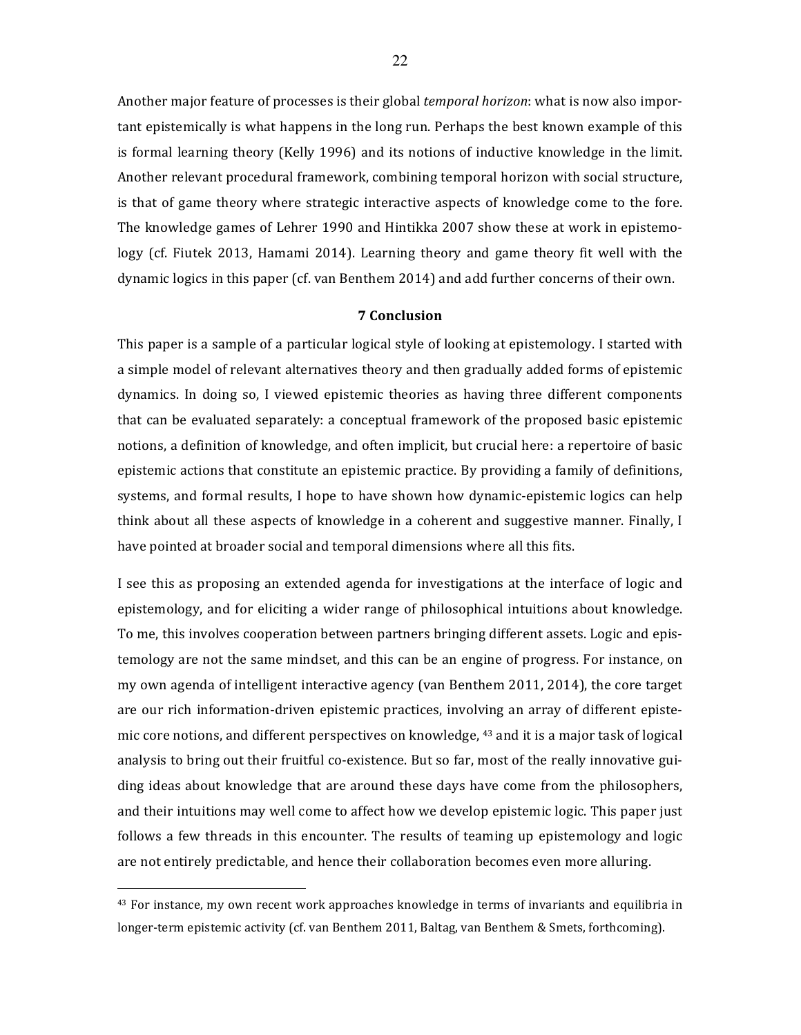Another major feature of processes is their global *temporal horizon*: what is now also important epistemically is what happens in the long run. Perhaps the best known example of this is formal learning theory (Kelly 1996) and its notions of inductive knowledge in the limit. Another relevant procedural framework, combining temporal horizon with social structure, is that of game theory where strategic interactive aspects of knowledge come to the fore. The knowledge games of Lehrer 1990 and Hintikka 2007 show these at work in epistemology (cf. Fiutek 2013, Hamami 2014). Learning theory and game theory fit well with the dynamic logics in this paper (cf. van Benthem 2014) and add further concerns of their own.

## 7 Conclusion

This paper is a sample of a particular logical style of looking at epistemology. I started with a simple model of relevant alternatives theory and then gradually added forms of epistemic dynamics. In doing so, I viewed epistemic theories as having three different components that can be evaluated separately: a conceptual framework of the proposed basic epistemic notions, a definition of knowledge, and often implicit, but crucial here: a repertoire of basic epistemic actions that constitute an epistemic practice. By providing a family of definitions, systems, and formal results, I hope to have shown how dynamic-epistemic logics can help think about all these aspects of knowledge in a coherent and suggestive manner. Finally, I have pointed at broader social and temporal dimensions where all this fits.

I see this as proposing an extended agenda for investigations at the interface of logic and epistemology, and for eliciting a wider range of philosophical intuitions about knowledge. To me, this involves cooperation between partners bringing different assets. Logic and epistemology are not the same mindset, and this can be an engine of progress. For instance, on my own agenda of intelligent interactive agency (van Benthem 2011, 2014), the core target are our rich information-driven epistemic practices, involving an array of different epistemic core notions, and different perspectives on knowledge, [43] and it is a major task of logical analysis to bring out their fruitful co-existence. But so far, most of the really innovative guiding ideas about knowledge that are around these days have come from the philosophers, and their intuitions may well come to affect how we develop epistemic logic. This paper just follows a few threads in this encounter. The results of teaming up epistemology and logic are not entirely predictable, and hence their collaboration becomes even more alluring.

---

[43] For instance, my own recent work approaches knowledge in terms of invariants and equilibria in longer-term epistemic activity (cf. van Benthem 2011, Baltag, van Benthem & Smets, forthcoming).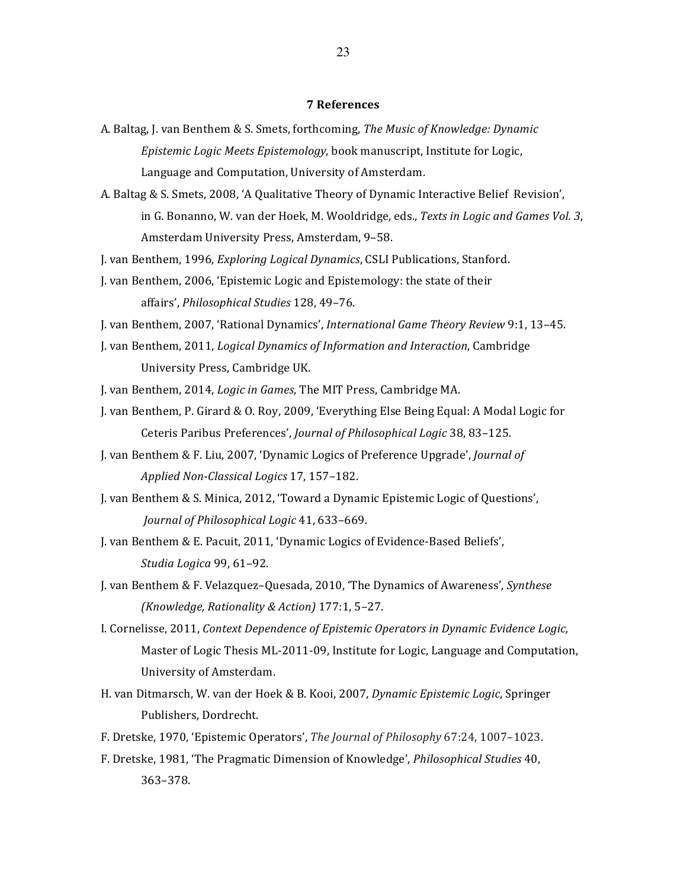## 7 References

A. Baltag, J. van Benthem & S. Smets, forthcoming, *The Music of Knowledge: Dynamic Epistemic Logic Meets Epistemology*, book manuscript, Institute for Logic, Language and Computation, University of Amsterdam.

A. Baltag & S. Smets, 2008, 'A Qualitative Theory of Dynamic Interactive Belief Revision', in G. Bonanno, W. van der Hoek, M. Wooldridge, eds., *Texts in Logic and Games Vol. 3*, Amsterdam University Press, Amsterdam, 9–58.

J. van Benthem, 1996, *Exploring Logical Dynamics*, CSLI Publications, Stanford.

J. van Benthem, 2006, 'Epistemic Logic and Epistemology: the state of their affairs', *Philosophical Studies* 128, 49–76.

J. van Benthem, 2007, 'Rational Dynamics', *International Game Theory Review* 9:1, 13–45.

J. van Benthem, 2011, *Logical Dynamics of Information and Interaction*, Cambridge University Press, Cambridge UK.

J. van Benthem, 2014, *Logic in Games*, The MIT Press, Cambridge MA.

J. van Benthem, P. Girard & O. Roy, 2009, 'Everything Else Being Equal: A Modal Logic for Ceteris Paribus Preferences', *Journal of Philosophical Logic* 38, 83–125.

J. van Benthem & F. Liu, 2007, 'Dynamic Logics of Preference Upgrade', *Journal of Applied Non-Classical Logics* 17, 157–182.

J. van Benthem & S. Minica, 2012, 'Toward a Dynamic Epistemic Logic of Questions', *Journal of Philosophical Logic* 41, 633–669.

J. van Benthem & E. Pacuit, 2011, 'Dynamic Logics of Evidence-Based Beliefs', *Studia Logica* 99, 61–92.

J. van Benthem & F. Velazquez–Quesada, 2010, 'The Dynamics of Awareness', *Synthese (Knowledge, Rationality & Action)* 177:1, 5–27.

I. Cornelisse, 2011, *Context Dependence of Epistemic Operators in Dynamic Evidence Logic,* Master of Logic Thesis ML-2011-09, Institute for Logic, Language and Computation, University of Amsterdam.

H. van Ditmarsch, W. van der Hoek & B. Kooi, 2007, *Dynamic Epistemic Logic*, Springer Publishers, Dordrecht.

F. Dretske, 1970, 'Epistemic Operators', *The Journal of Philosophy* 67:24, 1007–1023.

F. Dretske, 1981, 'The Pragmatic Dimension of Knowledge', *Philosophical Studies* 40, 363–378.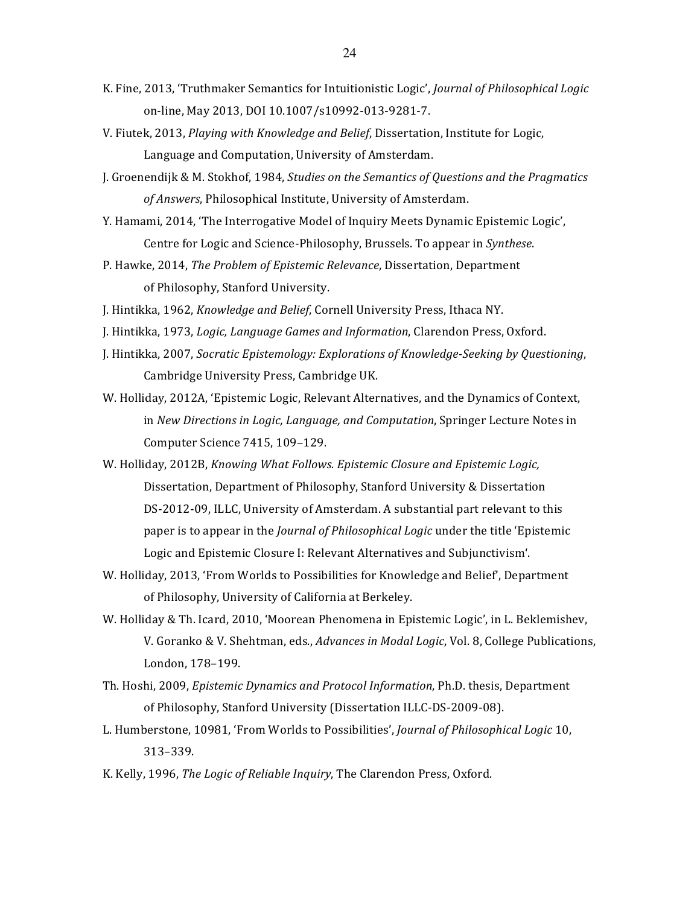K. Fine, 2013, 'Truthmaker Semantics for Intuitionistic Logic', *Journal of Philosophical Logic* on-line, May 2013, DOI 10.1007/s10992-013-9281-7.

V. Fiutek, 2013, *Playing with Knowledge and Belief*, Dissertation, Institute for Logic, Language and Computation, University of Amsterdam.

J. Groenendijk & M. Stokhof, 1984, *Studies on the Semantics of Questions and the Pragmatics of Answers*, Philosophical Institute, University of Amsterdam.

Y. Hamami, 2014, 'The Interrogative Model of Inquiry Meets Dynamic Epistemic Logic', Centre for Logic and Science-Philosophy, Brussels. To appear in *Synthese*.

P. Hawke, 2014, *The Problem of Epistemic Relevance*, Dissertation, Department of Philosophy, Stanford University.

J. Hintikka, 1962, *Knowledge and Belief*, Cornell University Press, Ithaca NY.

J. Hintikka, 1973, *Logic, Language Games and Information*, Clarendon Press, Oxford.

J. Hintikka, 2007, *Socratic Epistemology: Explorations of Knowledge-Seeking by Questioning*, Cambridge University Press, Cambridge UK.

W. Holliday, 2012A, 'Epistemic Logic, Relevant Alternatives, and the Dynamics of Context, in *New Directions in Logic, Language, and Computation*, Springer Lecture Notes in Computer Science 7415, 109–129.

W. Holliday, 2012B, *Knowing What Follows. Epistemic Closure and Epistemic Logic,* Dissertation, Department of Philosophy, Stanford University & Dissertation DS-2012-09, ILLC, University of Amsterdam. A substantial part relevant to this paper is to appear in the *Journal of Philosophical Logic* under the title 'Epistemic Logic and Epistemic Closure I: Relevant Alternatives and Subjunctivism'.

W. Holliday, 2013, 'From Worlds to Possibilities for Knowledge and Belief', Department of Philosophy, University of California at Berkeley.

W. Holliday & Th. Icard, 2010, 'Moorean Phenomena in Epistemic Logic', in L. Beklemishev, V. Goranko & V. Shehtman, eds., *Advances in Modal Logic*, Vol. 8, College Publications, London, 178–199.

Th. Hoshi, 2009, *Epistemic Dynamics and Protocol Information*, Ph.D. thesis, Department of Philosophy, Stanford University (Dissertation ILLC-DS-2009-08).

L. Humberstone, 10981, 'From Worlds to Possibilities', *Journal of Philosophical Logic* 10, 313–339.

K. Kelly, 1996, *The Logic of Reliable Inquiry*, The Clarendon Press, Oxford.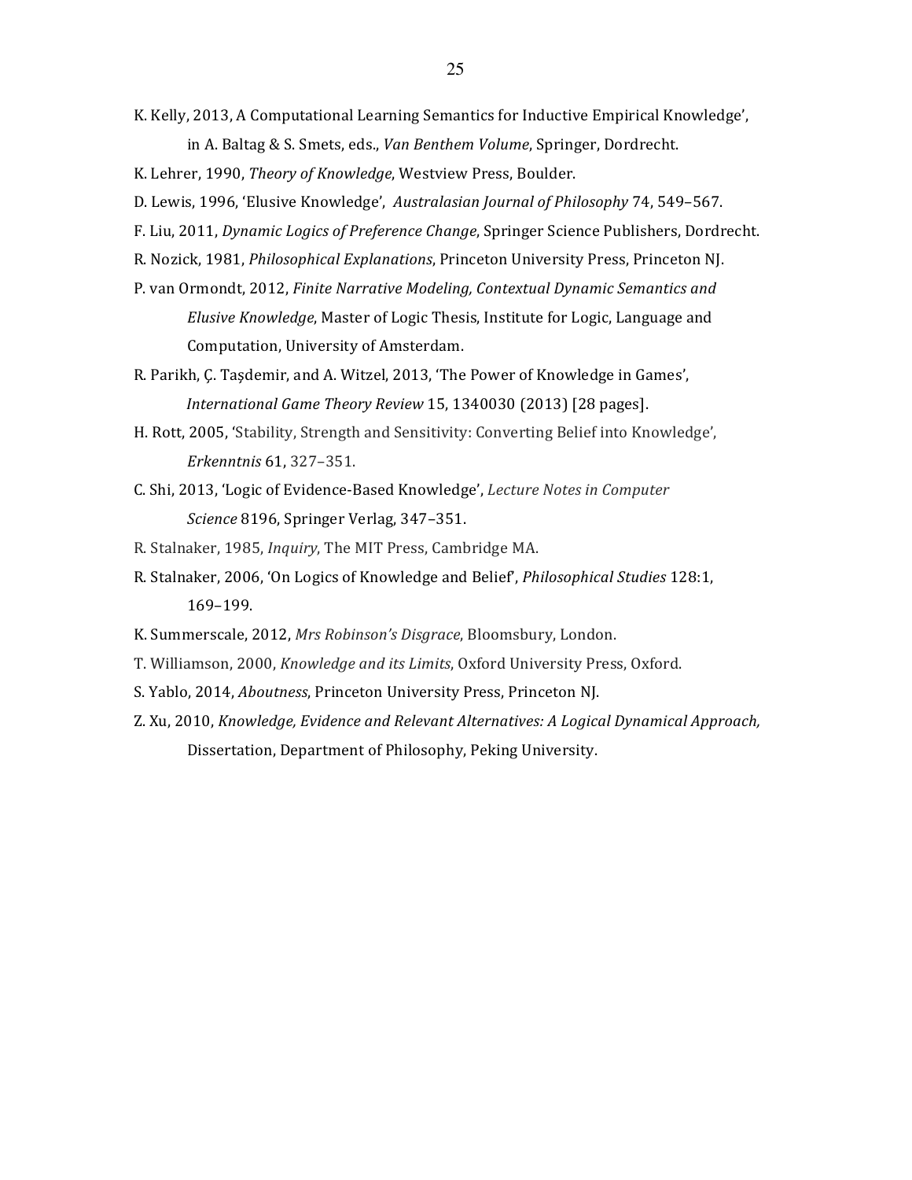K. Kelly, 2013, A Computational Learning Semantics for Inductive Empirical Knowledge', in A. Baltag & S. Smets, eds., *Van Benthem Volume*, Springer, Dordrecht.

K. Lehrer, 1990, *Theory of Knowledge*, Westview Press, Boulder.

D. Lewis, 1996, 'Elusive Knowledge', *Australasian Journal of Philosophy* 74, 549–567.

F. Liu, 2011, *Dynamic Logics of Preference Change*, Springer Science Publishers, Dordrecht.

R. Nozick, 1981, *Philosophical Explanations*, Princeton University Press, Princeton NJ.

P. van Ormondt, 2012, *Finite Narrative Modeling, Contextual Dynamic Semantics and Elusive Knowledge*, Master of Logic Thesis, Institute for Logic, Language and Computation, University of Amsterdam.

R. Parikh, Ç. Taşdemir, and A. Witzel, 2013, 'The Power of Knowledge in Games', *International Game Theory Review* 15, 1340030 (2013) [28 pages].

H. Rott, 2005, 'Stability, Strength and Sensitivity: Converting Belief into Knowledge', *Erkenntnis* 61, 327–351.

C. Shi, 2013, 'Logic of Evidence-Based Knowledge', *Lecture Notes in Computer Science* 8196, Springer Verlag, 347–351.

R. Stalnaker, 1985, *Inquiry*, The MIT Press, Cambridge MA.

R. Stalnaker, 2006, 'On Logics of Knowledge and Belief', *Philosophical Studies* 128:1, 169–199.

K. Summerscale, 2012, *Mrs Robinson's Disgrace*, Bloomsbury, London.

T. Williamson, 2000, *Knowledge and its Limits*, Oxford University Press, Oxford.

S. Yablo, 2014, *Aboutness*, Princeton University Press, Princeton NJ.

Z. Xu, 2010, *Knowledge, Evidence and Relevant Alternatives: A Logical Dynamical Approach,* Dissertation, Department of Philosophy, Peking University.